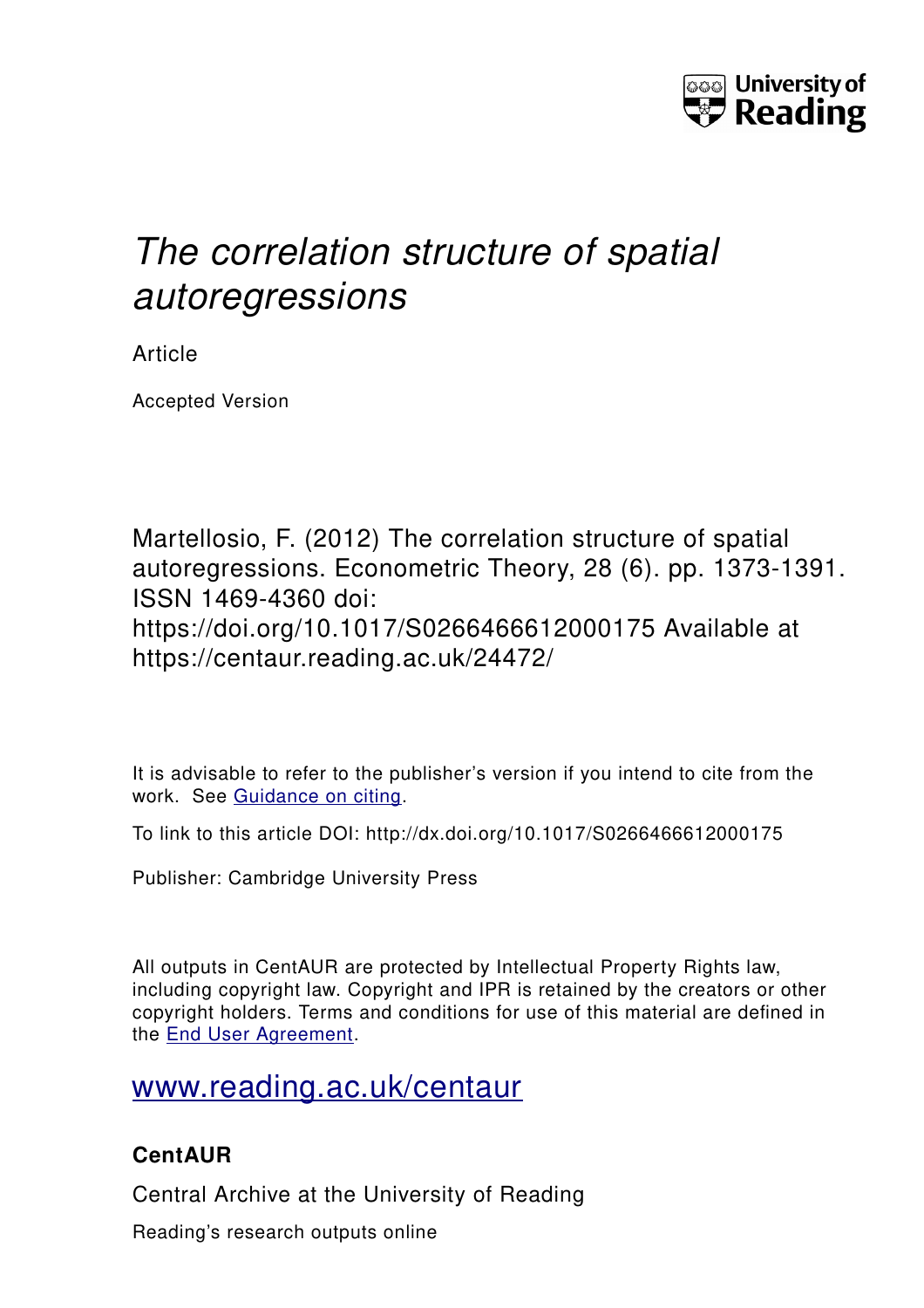# *The correlation structure of spatial autoregressions*

Article

Accepted Version

Martellosio, F. (2012) The correlation structure of spatial autoregressions. Econometric Theory, 28 (6). pp. 1373-1391. ISSN 1469-4360 doi: https://doi.org/10.1017/S0266466612000175 Available at https://centaur.reading.ac.uk/24472/

It is advisable to refer to the publisher's version if you intend to cite from the work. See Guidance on citing.

To link to this article DOI: http://dx.doi.org/10.1017/S0266466612000175

Publisher: Cambridge University Press

All outputs in CentAUR are protected by Intellectual Property Rights law, including copyright law. Copyright and IPR is retained by the creators or other copyright holders. Terms and conditions for use of this material are defined in the End User Agreement.

www.reading.ac.uk/centaur

**CentAUR**

Central Archive at the University of Reading

Reading's research outputs online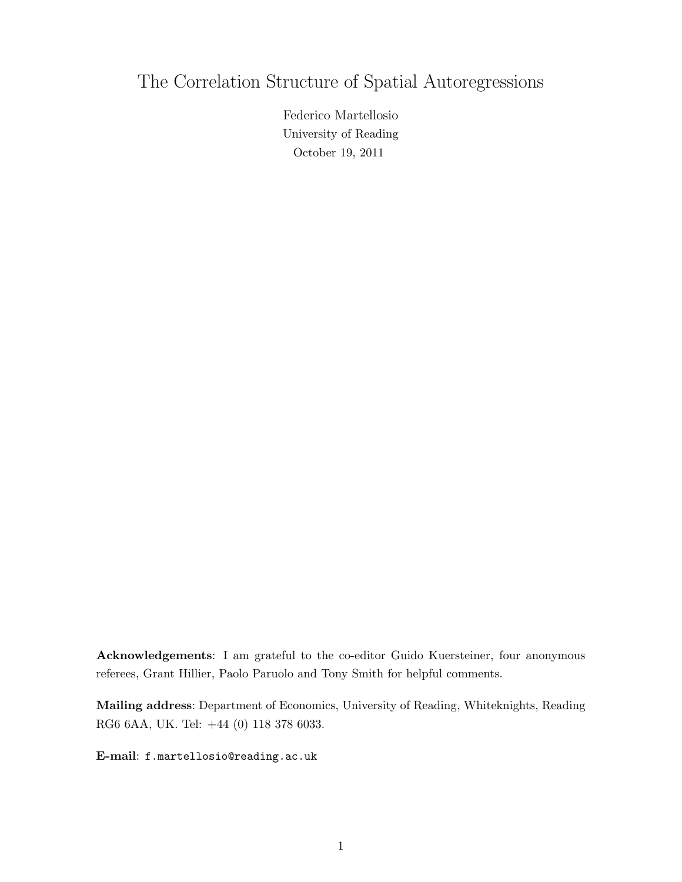# The Correlation Structure of Spatial Autoregressions

Federico Martellosio
University of Reading
October 19, 2011

**Acknowledgements**: I am grateful to the co-editor Guido Kuersteiner, four anonymous referees, Grant Hillier, Paolo Paruolo and Tony Smith for helpful comments.

**Mailing address**: Department of Economics, University of Reading, Whiteknights, Reading RG6 6AA, UK. Tel: +44 (0) 118 378 6033.

**E-mail**: `f.martellosio@reading.ac.uk`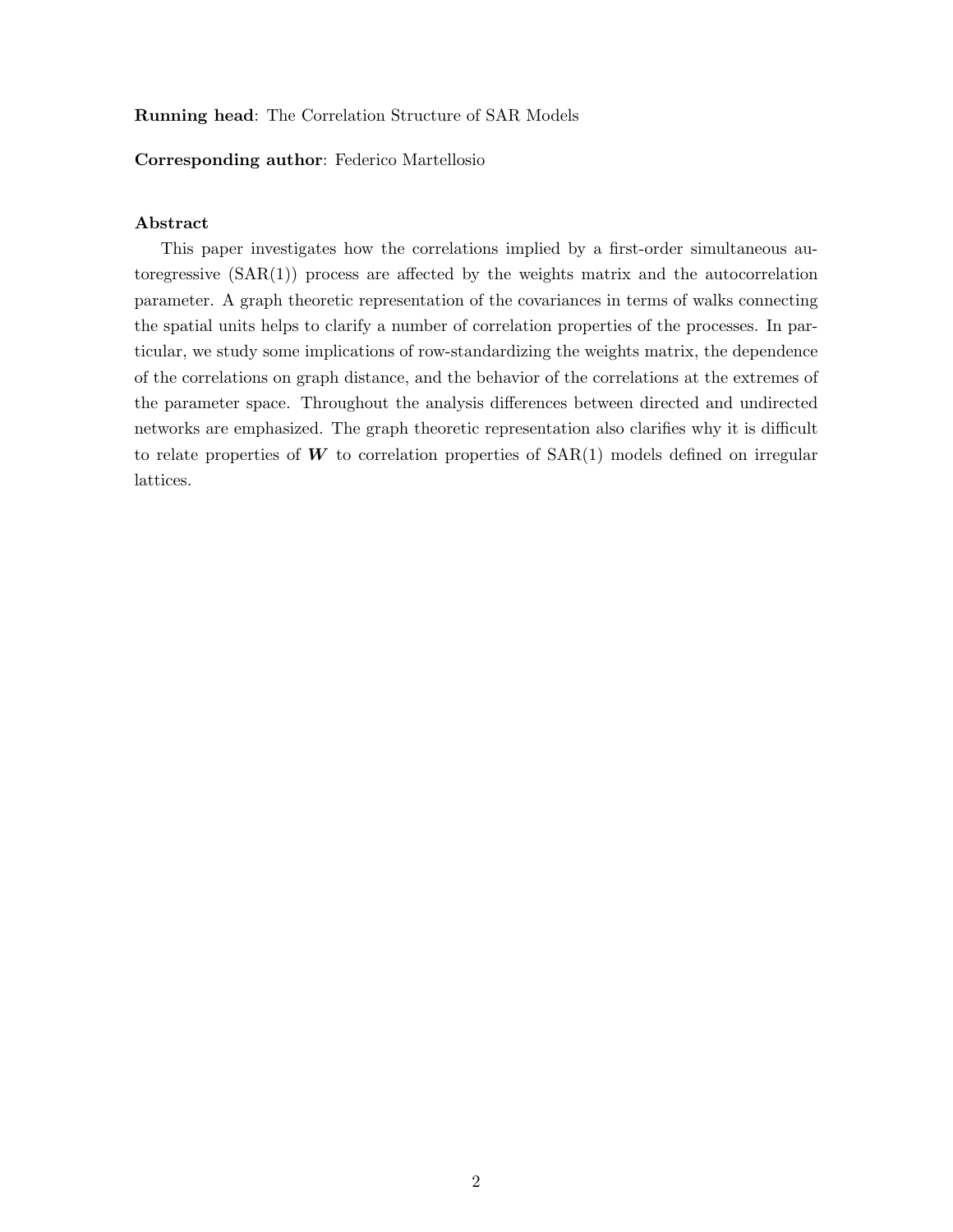**Running head**: The Correlation Structure of SAR Models

**Corresponding author**: Federico Martellosio

**Abstract**

This paper investigates how the correlations implied by a first-order simultaneous autoregressive (SAR(1)) process are affected by the weights matrix and the autocorrelation parameter. A graph theoretic representation of the covariances in terms of walks connecting the spatial units helps to clarify a number of correlation properties of the processes. In particular, we study some implications of row-standardizing the weights matrix, the dependence of the correlations on graph distance, and the behavior of the correlations at the extremes of the parameter space. Throughout the analysis differences between directed and undirected networks are emphasized. The graph theoretic representation also clarifies why it is difficult to relate properties of $\boldsymbol{W}$ to correlation properties of SAR(1) models defined on irregular lattices.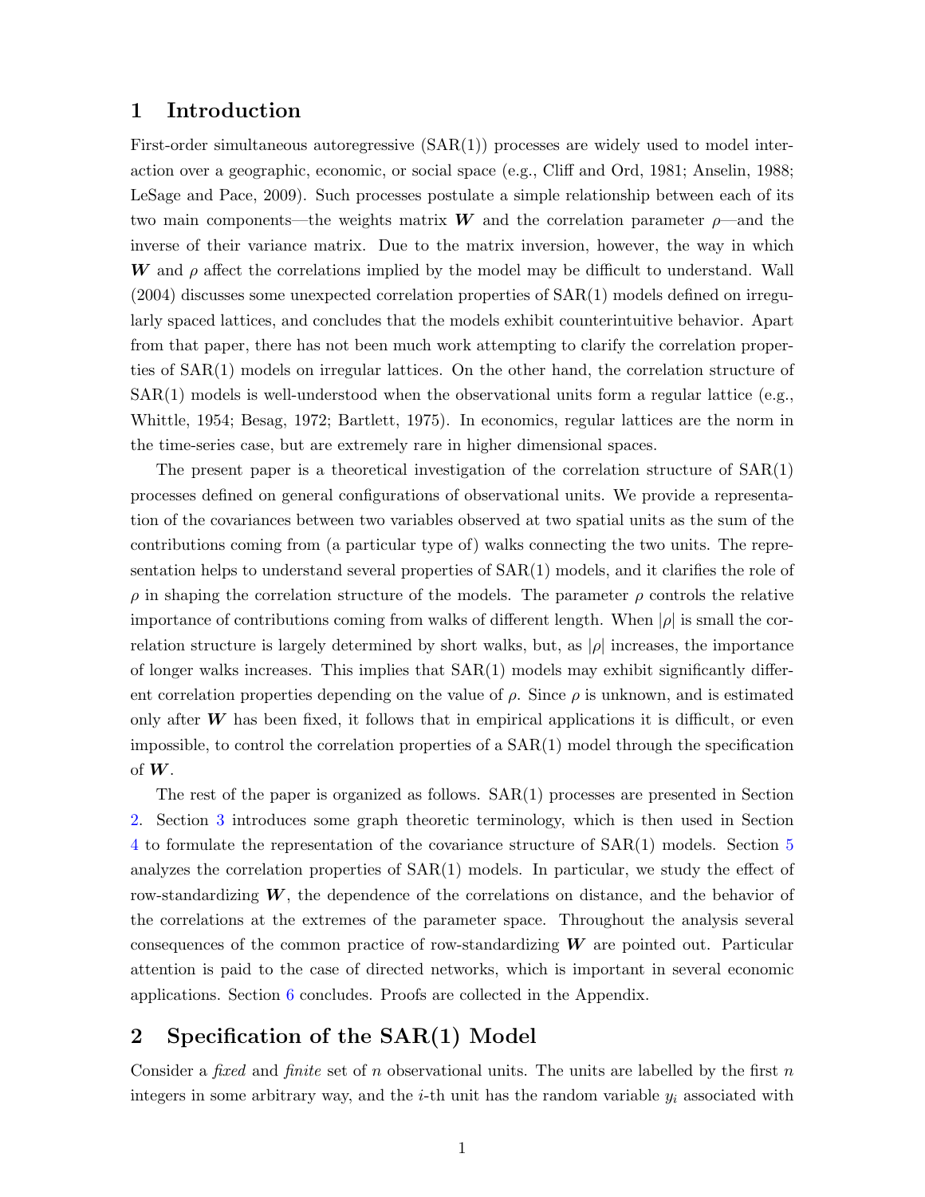## 1 Introduction

First-order simultaneous autoregressive (SAR(1)) processes are widely used to model interaction over a geographic, economic, or social space (e.g., Cliff and Ord, 1981; Anselin, 1988; LeSage and Pace, 2009). Such processes postulate a simple relationship between each of its two main components—the weights matrix $\boldsymbol{W}$ and the correlation parameter $\rho$—and the inverse of their variance matrix. Due to the matrix inversion, however, the way in which $\boldsymbol{W}$ and $\rho$ affect the correlations implied by the model may be difficult to understand. Wall (2004) discusses some unexpected correlation properties of SAR(1) models defined on irregularly spaced lattices, and concludes that the models exhibit counterintuitive behavior. Apart from that paper, there has not been much work attempting to clarify the correlation properties of SAR(1) models on irregular lattices. On the other hand, the correlation structure of SAR(1) models is well-understood when the observational units form a regular lattice (e.g., Whittle, 1954; Besag, 1972; Bartlett, 1975). In economics, regular lattices are the norm in the time-series case, but are extremely rare in higher dimensional spaces.

The present paper is a theoretical investigation of the correlation structure of SAR(1) processes defined on general configurations of observational units. We provide a representation of the covariances between two variables observed at two spatial units as the sum of the contributions coming from (a particular type of) walks connecting the two units. The representation helps to understand several properties of SAR(1) models, and it clarifies the role of $\rho$ in shaping the correlation structure of the models. The parameter $\rho$ controls the relative importance of contributions coming from walks of different length. When $|\rho|$ is small the correlation structure is largely determined by short walks, but, as $|\rho|$ increases, the importance of longer walks increases. This implies that SAR(1) models may exhibit significantly different correlation properties depending on the value of $\rho$. Since $\rho$ is unknown, and is estimated only after $\boldsymbol{W}$ has been fixed, it follows that in empirical applications it is difficult, or even impossible, to control the correlation properties of a SAR(1) model through the specification of $\boldsymbol{W}$.

The rest of the paper is organized as follows. SAR(1) processes are presented in Section 2. Section 3 introduces some graph theoretic terminology, which is then used in Section 4 to formulate the representation of the covariance structure of SAR(1) models. Section 5 analyzes the correlation properties of SAR(1) models. In particular, we study the effect of row-standardizing $\boldsymbol{W}$, the dependence of the correlations on distance, and the behavior of the correlations at the extremes of the parameter space. Throughout the analysis several consequences of the common practice of row-standardizing $\boldsymbol{W}$ are pointed out. Particular attention is paid to the case of directed networks, which is important in several economic applications. Section 6 concludes. Proofs are collected in the Appendix.

## 2 Specification of the SAR(1) Model

Consider a *fixed* and *finite* set of $n$ observational units. The units are labelled by the first $n$ integers in some arbitrary way, and the $i$-th unit has the random variable $y_i$ associated with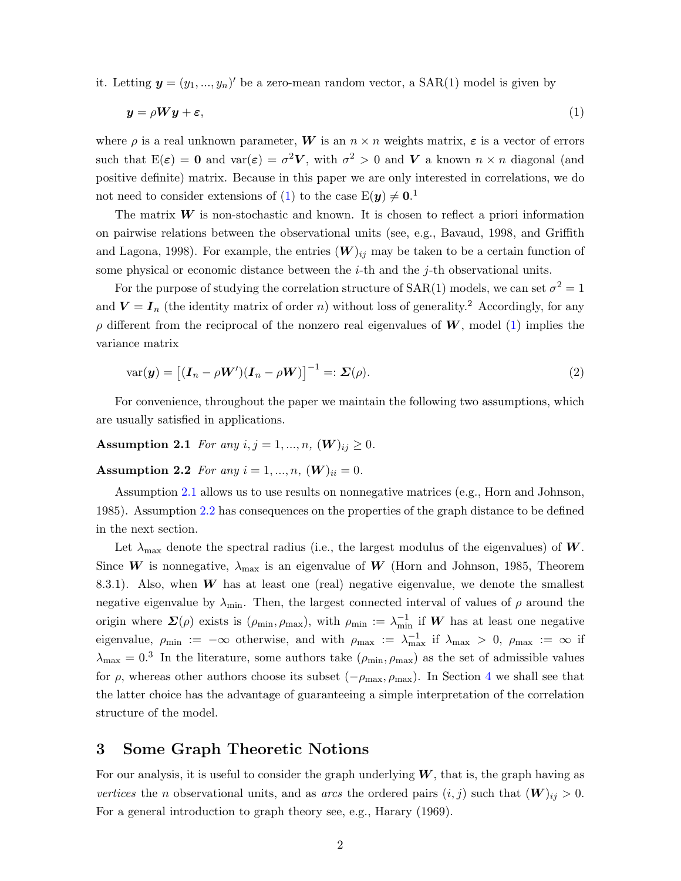it. Letting $\boldsymbol{y} = (y_1, ..., y_n)'$ be a zero-mean random vector, a SAR(1) model is given by

$$\boldsymbol{y} = \rho \boldsymbol{W} \boldsymbol{y} + \boldsymbol{\varepsilon}, \tag{1}$$

where $\rho$ is a real unknown parameter, $\boldsymbol{W}$ is an $n \times n$ weights matrix, $\boldsymbol{\varepsilon}$ is a vector of errors such that $\mathrm{E}(\boldsymbol{\varepsilon}) = \boldsymbol{0}$ and $\mathrm{var}(\boldsymbol{\varepsilon}) = \sigma^2 \boldsymbol{V}$, with $\sigma^2 > 0$ and $\boldsymbol{V}$ a known $n \times n$ diagonal (and positive definite) matrix. Because in this paper we are only interested in correlations, we do not need to consider extensions of (1) to the case $\mathrm{E}(\boldsymbol{y}) \neq \boldsymbol{0}$.[1]

The matrix $\boldsymbol{W}$ is non-stochastic and known. It is chosen to reflect a priori information on pairwise relations between the observational units (see, e.g., Bavaud, 1998, and Griffith and Lagona, 1998). For example, the entries $(\boldsymbol{W})_{ij}$ may be taken to be a certain function of some physical or economic distance between the $i$-th and the $j$-th observational units.

For the purpose of studying the correlation structure of SAR(1) models, we can set $\sigma^2 = 1$ and $\boldsymbol{V} = \boldsymbol{I}_n$ (the identity matrix of order $n$) without loss of generality.[2] Accordingly, for any $\rho$ different from the reciprocal of the nonzero real eigenvalues of $\boldsymbol{W}$, model (1) implies the variance matrix

$$\mathrm{var}(\boldsymbol{y}) = \left[(\boldsymbol{I}_n - \rho \boldsymbol{W}')(\boldsymbol{I}_n - \rho \boldsymbol{W})\right]^{-1} =: \boldsymbol{\Sigma}(\rho). \tag{2}$$

For convenience, throughout the paper we maintain the following two assumptions, which are usually satisfied in applications.

**Assumption 2.1** *For any $i, j = 1, ..., n$, $(\boldsymbol{W})_{ij} \geq 0$.*

**Assumption 2.2** *For any $i = 1, ..., n$, $(\boldsymbol{W})_{ii} = 0$.*

Assumption 2.1 allows us to use results on nonnegative matrices (e.g., Horn and Johnson, 1985). Assumption 2.2 has consequences on the properties of the graph distance to be defined in the next section.

Let $\lambda_{\max}$ denote the spectral radius (i.e., the largest modulus of the eigenvalues) of $\boldsymbol{W}$. Since $\boldsymbol{W}$ is nonnegative, $\lambda_{\max}$ is an eigenvalue of $\boldsymbol{W}$ (Horn and Johnson, 1985, Theorem 8.3.1). Also, when $\boldsymbol{W}$ has at least one (real) negative eigenvalue, we denote the smallest negative eigenvalue by $\lambda_{\min}$. Then, the largest connected interval of values of $\rho$ around the origin where $\boldsymbol{\Sigma}(\rho)$ exists is $(\rho_{\min}, \rho_{\max})$, with $\rho_{\min} := \lambda_{\min}^{-1}$ if $\boldsymbol{W}$ has at least one negative eigenvalue, $\rho_{\min} := -\infty$ otherwise, and with $\rho_{\max} := \lambda_{\max}^{-1}$ if $\lambda_{\max} > 0$, $\rho_{\max} := \infty$ if $\lambda_{\max} = 0$.[3] In the literature, some authors take $(\rho_{\min}, \rho_{\max})$ as the set of admissible values for $\rho$, whereas other authors choose its subset $(-\rho_{\max}, \rho_{\max})$. In Section 4 we shall see that the latter choice has the advantage of guaranteeing a simple interpretation of the correlation structure of the model.

# 3 Some Graph Theoretic Notions

For our analysis, it is useful to consider the graph underlying $\boldsymbol{W}$, that is, the graph having as *vertices* the $n$ observational units, and as *arcs* the ordered pairs $(i, j)$ such that $(\boldsymbol{W})_{ij} > 0$. For a general introduction to graph theory see, e.g., Harary (1969).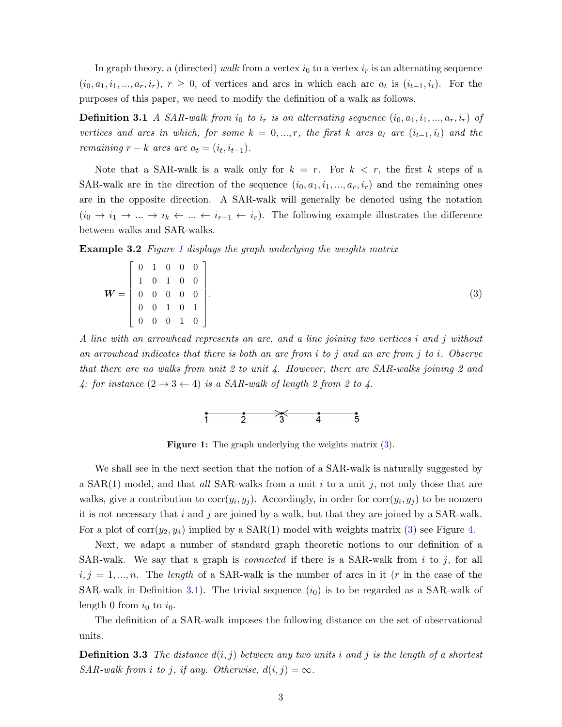In graph theory, a (directed) *walk* from a vertex $i_0$ to a vertex $i_r$ is an alternating sequence $(i_0, a_1, i_1, ..., a_r, i_r)$, $r \geq 0$, of vertices and arcs in which each arc $a_t$ is $(i_{t-1}, i_t)$. For the purposes of this paper, we need to modify the definition of a walk as follows.

**Definition 3.1** *A SAR-walk from $i_0$ to $i_r$ is an alternating sequence $(i_0, a_1, i_1, ..., a_r, i_r)$ of vertices and arcs in which, for some $k = 0, ..., r$, the first $k$ arcs $a_t$ are $(i_{t-1}, i_t)$ and the remaining $r - k$ arcs are $a_t = (i_t, i_{t-1})$.*

Note that a SAR-walk is a walk only for $k = r$. For $k < r$, the first $k$ steps of a SAR-walk are in the direction of the sequence $(i_0, a_1, i_1, ..., a_r, i_r)$ and the remaining ones are in the opposite direction. A SAR-walk will generally be denoted using the notation $(i_0 \to i_1 \to ... \to i_k \leftarrow ... \leftarrow i_{r-1} \leftarrow i_r)$. The following example illustrates the difference between walks and SAR-walks.

**Example 3.2** *Figure 1 displays the graph underlying the weights matrix*

$$\boldsymbol{W} = \begin{bmatrix} 0 & 1 & 0 & 0 & 0 \\ 1 & 0 & 1 & 0 & 0 \\ 0 & 0 & 0 & 0 & 0 \\ 0 & 0 & 1 & 0 & 1 \\ 0 & 0 & 0 & 1 & 0 \end{bmatrix}. \tag{3}$$

*A line with an arrowhead represents an arc, and a line joining two vertices $i$ and $j$ without an arrowhead indicates that there is both an arc from $i$ to $j$ and an arc from $j$ to $i$. Observe that there are no walks from unit 2 to unit 4. However, there are SAR-walks joining 2 and 4: for instance $(2 \to 3 \leftarrow 4)$ is a SAR-walk of length 2 from 2 to 4.*

**Figure 1:** The graph underlying the weights matrix (3).

We shall see in the next section that the notion of a SAR-walk is naturally suggested by a SAR(1) model, and that *all* SAR-walks from a unit $i$ to a unit $j$, not only those that are walks, give a contribution to $\text{corr}(y_i, y_j)$. Accordingly, in order for $\text{corr}(y_i, y_j)$ to be nonzero it is not necessary that $i$ and $j$ are joined by a walk, but that they are joined by a SAR-walk. For a plot of $\text{corr}(y_2, y_4)$ implied by a SAR(1) model with weights matrix (3) see Figure 4.

Next, we adapt a number of standard graph theoretic notions to our definition of a SAR-walk. We say that a graph is *connected* if there is a SAR-walk from $i$ to $j$, for all $i, j = 1, ..., n$. The *length* of a SAR-walk is the number of arcs in it ($r$ in the case of the SAR-walk in Definition 3.1). The trivial sequence $(i_0)$ is to be regarded as a SAR-walk of length 0 from $i_0$ to $i_0$.

The definition of a SAR-walk imposes the following distance on the set of observational units.

**Definition 3.3** *The distance $d(i, j)$ between any two units $i$ and $j$ is the length of a shortest SAR-walk from $i$ to $j$, if any. Otherwise, $d(i, j) = \infty$.*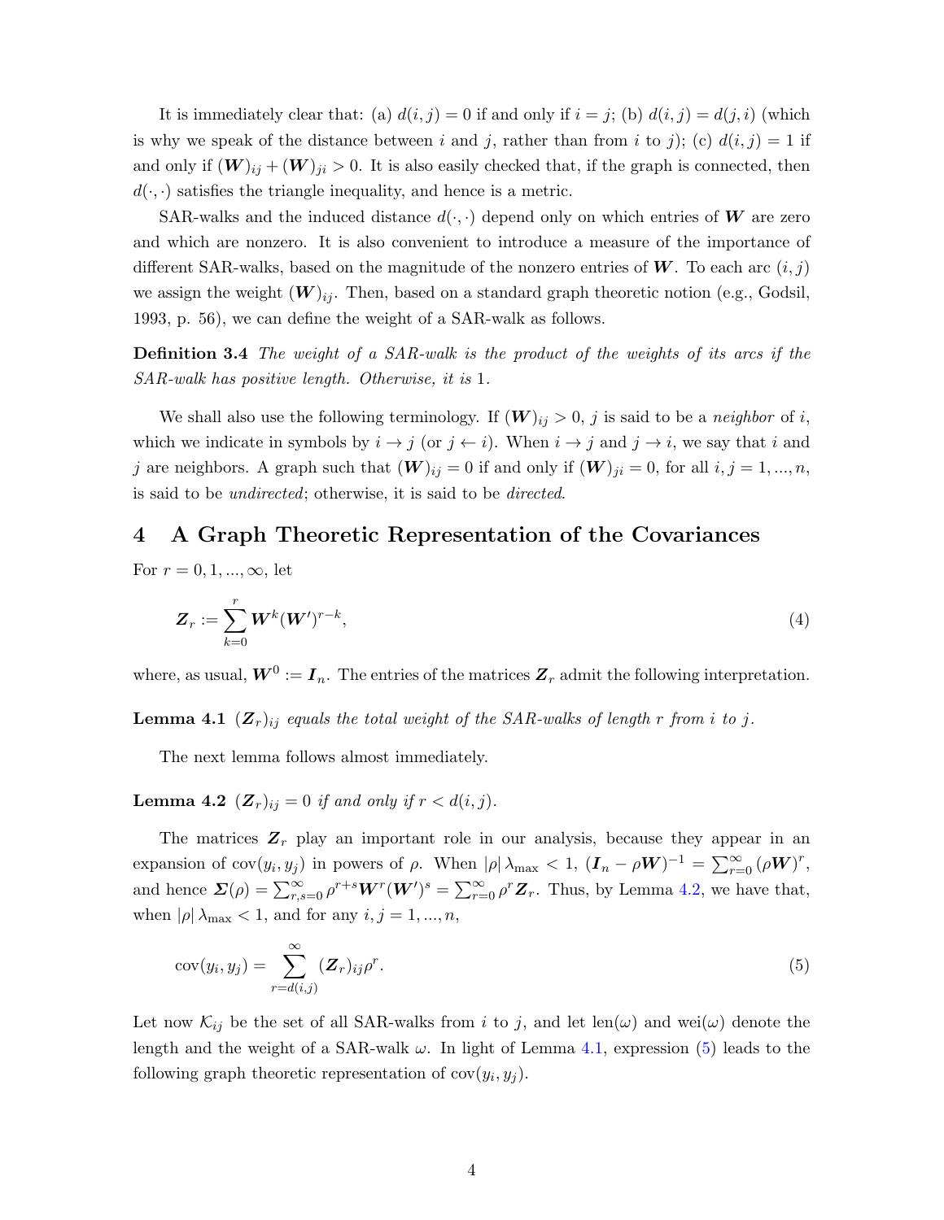It is immediately clear that: (a) $d(i,j) = 0$ if and only if $i = j$; (b) $d(i,j) = d(j,i)$ (which is why we speak of the distance between $i$ and $j$, rather than from $i$ to $j$); (c) $d(i,j) = 1$ if and only if $(\boldsymbol{W})_{ij} + (\boldsymbol{W})_{ji} > 0$. It is also easily checked that, if the graph is connected, then $d(\cdot,\cdot)$ satisfies the triangle inequality, and hence is a metric.

SAR-walks and the induced distance $d(\cdot,\cdot)$ depend only on which entries of $\boldsymbol{W}$ are zero and which are nonzero. It is also convenient to introduce a measure of the importance of different SAR-walks, based on the magnitude of the nonzero entries of $\boldsymbol{W}$. To each arc $(i,j)$ we assign the weight $(\boldsymbol{W})_{ij}$. Then, based on a standard graph theoretic notion (e.g., Godsil, 1993, p. 56), we can define the weight of a SAR-walk as follows.

**Definition 3.4** *The weight of a SAR-walk is the product of the weights of its arcs if the SAR-walk has positive length. Otherwise, it is* 1*.*

We shall also use the following terminology. If $(\boldsymbol{W})_{ij} > 0$, $j$ is said to be a *neighbor* of $i$, which we indicate in symbols by $i \to j$ (or $j \leftarrow i$). When $i \to j$ and $j \to i$, we say that $i$ and $j$ are neighbors. A graph such that $(\boldsymbol{W})_{ij} = 0$ if and only if $(\boldsymbol{W})_{ji} = 0$, for all $i,j = 1,...,n$, is said to be *undirected*; otherwise, it is said to be *directed*.

## 4 A Graph Theoretic Representation of the Covariances

For $r = 0, 1, ..., \infty$, let

$$\boldsymbol{Z}_r := \sum_{k=0}^{r} \boldsymbol{W}^k (\boldsymbol{W}')^{r-k}, \tag{4}$$

where, as usual, $\boldsymbol{W}^0 := \boldsymbol{I}_n$. The entries of the matrices $\boldsymbol{Z}_r$ admit the following interpretation.

**Lemma 4.1** *$(\boldsymbol{Z}_r)_{ij}$ equals the total weight of the SAR-walks of length $r$ from $i$ to $j$.*

The next lemma follows almost immediately.

**Lemma 4.2** *$(\boldsymbol{Z}_r)_{ij} = 0$ if and only if $r < d(i,j)$.*

The matrices $\boldsymbol{Z}_r$ play an important role in our analysis, because they appear in an expansion of $\operatorname{cov}(y_i, y_j)$ in powers of $\rho$. When $|\rho|\, \lambda_{\max} < 1$, $(\boldsymbol{I}_n - \rho \boldsymbol{W})^{-1} = \sum_{r=0}^{\infty} (\rho \boldsymbol{W})^r$, and hence $\boldsymbol{\Sigma}(\rho) = \sum_{r,s=0}^{\infty} \rho^{r+s} \boldsymbol{W}^r (\boldsymbol{W}')^s = \sum_{r=0}^{\infty} \rho^r \boldsymbol{Z}_r$. Thus, by Lemma 4.2, we have that, when $|\rho|\, \lambda_{\max} < 1$, and for any $i,j = 1,...,n$,

$$\operatorname{cov}(y_i, y_j) = \sum_{r=d(i,j)}^{\infty} (\boldsymbol{Z}_r)_{ij} \rho^r. \tag{5}$$

Let now $\mathcal{K}_{ij}$ be the set of all SAR-walks from $i$ to $j$, and let $\operatorname{len}(\omega)$ and $\operatorname{wei}(\omega)$ denote the length and the weight of a SAR-walk $\omega$. In light of Lemma 4.1, expression (5) leads to the following graph theoretic representation of $\operatorname{cov}(y_i, y_j)$.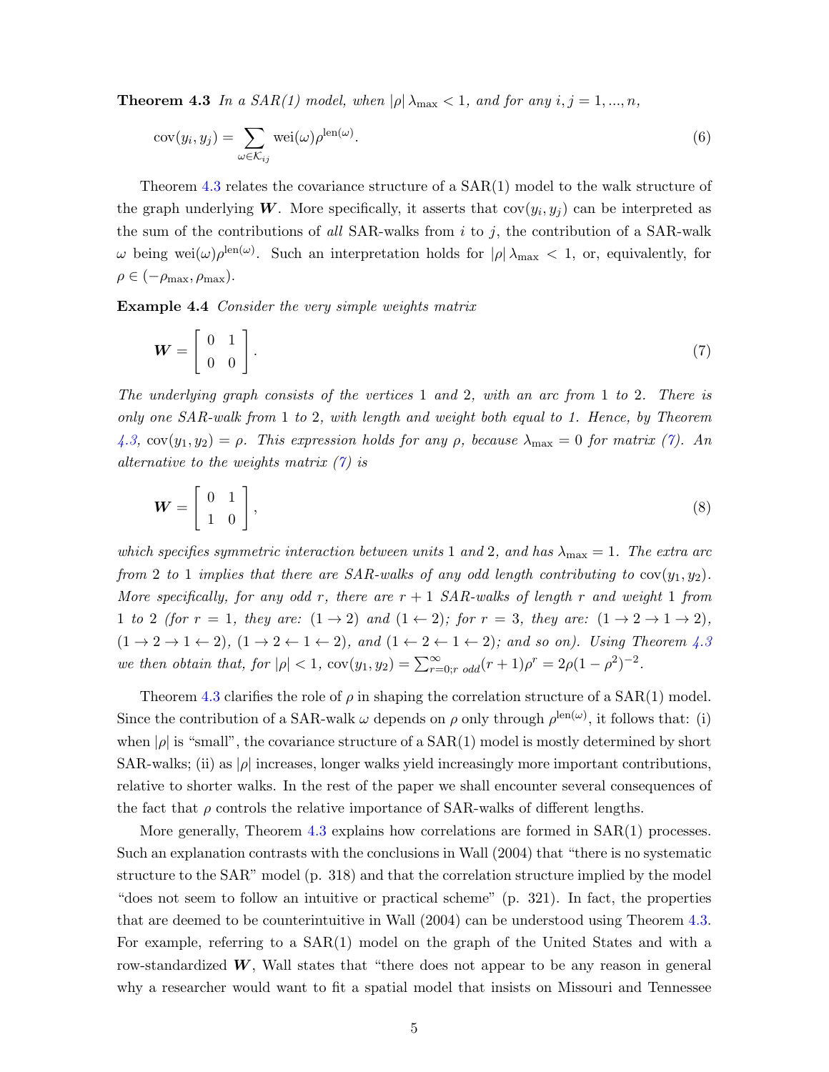**Theorem 4.3** *In a SAR(1) model, when $|\rho| \lambda_{\max} < 1$, and for any $i, j = 1, ..., n$,*

$$\text{cov}(y_i, y_j) = \sum_{\omega \in \mathcal{K}_{ij}} \text{wei}(\omega) \rho^{\text{len}(\omega)}. \tag{6}$$

Theorem 4.3 relates the covariance structure of a SAR(1) model to the walk structure of the graph underlying $\boldsymbol{W}$. More specifically, it asserts that $\text{cov}(y_i, y_j)$ can be interpreted as the sum of the contributions of *all* SAR-walks from $i$ to $j$, the contribution of a SAR-walk $\omega$ being $\text{wei}(\omega)\rho^{\text{len}(\omega)}$. Such an interpretation holds for $|\rho| \lambda_{\max} < 1$, or, equivalently, for $\rho \in (-\rho_{\max}, \rho_{\max})$.

**Example 4.4** *Consider the very simple weights matrix*

$$\boldsymbol{W} = \begin{bmatrix} 0 & 1 \\ 0 & 0 \end{bmatrix}. \tag{7}$$

*The underlying graph consists of the vertices 1 and 2, with an arc from 1 to 2. There is only one SAR-walk from 1 to 2, with length and weight both equal to 1. Hence, by Theorem 4.3, $\text{cov}(y_1, y_2) = \rho$. This expression holds for any $\rho$, because $\lambda_{\max} = 0$ for matrix (7). An alternative to the weights matrix (7) is*

$$\boldsymbol{W} = \begin{bmatrix} 0 & 1 \\ 1 & 0 \end{bmatrix}, \tag{8}$$

*which specifies symmetric interaction between units 1 and 2, and has $\lambda_{\max} = 1$. The extra arc from 2 to 1 implies that there are SAR-walks of any odd length contributing to $\text{cov}(y_1, y_2)$. More specifically, for any odd $r$, there are $r + 1$ SAR-walks of length $r$ and weight 1 from 1 to 2 (for $r = 1$, they are: $(1 \to 2)$ and $(1 \leftarrow 2)$; for $r = 3$, they are: $(1 \to 2 \to 1 \to 2)$, $(1 \to 2 \to 1 \leftarrow 2)$, $(1 \to 2 \leftarrow 1 \leftarrow 2)$, and $(1 \leftarrow 2 \leftarrow 1 \leftarrow 2)$; and so on). Using Theorem 4.3 we then obtain that, for $|\rho| < 1$, $\text{cov}(y_1, y_2) = \sum_{r=0; r \text{ odd}}^{\infty} (r + 1)\rho^r = 2\rho(1 - \rho^2)^{-2}$.*

Theorem 4.3 clarifies the role of $\rho$ in shaping the correlation structure of a SAR(1) model. Since the contribution of a SAR-walk $\omega$ depends on $\rho$ only through $\rho^{\text{len}(\omega)}$, it follows that: (i) when $|\rho|$ is "small", the covariance structure of a SAR(1) model is mostly determined by short SAR-walks; (ii) as $|\rho|$ increases, longer walks yield increasingly more important contributions, relative to shorter walks. In the rest of the paper we shall encounter several consequences of the fact that $\rho$ controls the relative importance of SAR-walks of different lengths.

More generally, Theorem 4.3 explains how correlations are formed in SAR(1) processes. Such an explanation contrasts with the conclusions in Wall (2004) that "there is no systematic structure to the SAR" model (p. 318) and that the correlation structure implied by the model "does not seem to follow an intuitive or practical scheme" (p. 321). In fact, the properties that are deemed to be counterintuitive in Wall (2004) can be understood using Theorem 4.3. For example, referring to a SAR(1) model on the graph of the United States and with a row-standardized $\boldsymbol{W}$, Wall states that "there does not appear to be any reason in general why a researcher would want to fit a spatial model that insists on Missouri and Tennessee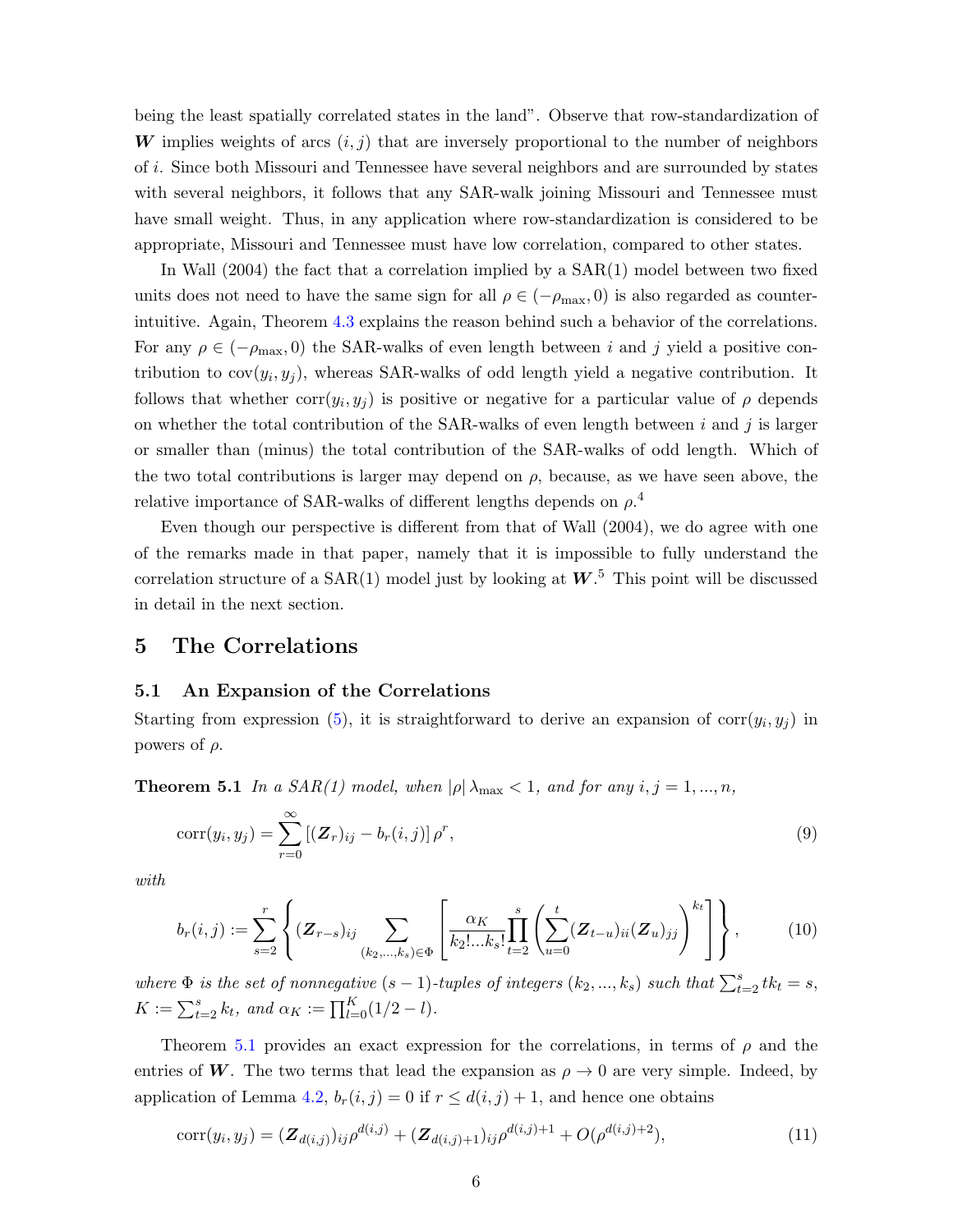being the least spatially correlated states in the land". Observe that row-standardization of $\boldsymbol{W}$ implies weights of arcs $(i, j)$ that are inversely proportional to the number of neighbors of $i$. Since both Missouri and Tennessee have several neighbors and are surrounded by states with several neighbors, it follows that any SAR-walk joining Missouri and Tennessee must have small weight. Thus, in any application where row-standardization is considered to be appropriate, Missouri and Tennessee must have low correlation, compared to other states.

In Wall (2004) the fact that a correlation implied by a SAR(1) model between two fixed units does not need to have the same sign for all $\rho \in (-\rho_{\max}, 0)$ is also regarded as counter-intuitive. Again, Theorem 4.3 explains the reason behind such a behavior of the correlations. For any $\rho \in (-\rho_{\max}, 0)$ the SAR-walks of even length between $i$ and $j$ yield a positive contribution to $\operatorname{cov}(y_i, y_j)$, whereas SAR-walks of odd length yield a negative contribution. It follows that whether $\operatorname{corr}(y_i, y_j)$ is positive or negative for a particular value of $\rho$ depends on whether the total contribution of the SAR-walks of even length between $i$ and $j$ is larger or smaller than (minus) the total contribution of the SAR-walks of odd length. Which of the two total contributions is larger may depend on $\rho$, because, as we have seen above, the relative importance of SAR-walks of different lengths depends on $\rho$.[4]

Even though our perspective is different from that of Wall (2004), we do agree with one of the remarks made in that paper, namely that it is impossible to fully understand the correlation structure of a SAR(1) model just by looking at $\boldsymbol{W}$.[5] This point will be discussed in detail in the next section.

# 5 The Correlations

## 5.1 An Expansion of the Correlations

Starting from expression (5), it is straightforward to derive an expansion of $\operatorname{corr}(y_i, y_j)$ in powers of $\rho$.

**Theorem 5.1** *In a SAR(1) model, when $|\rho| \lambda_{\max} < 1$, and for any $i, j = 1, ..., n$,*

$$\operatorname{corr}(y_i, y_j) = \sum_{r=0}^{\infty} \left[ (\boldsymbol{Z}_r)_{ij} - b_r(i,j) \right] \rho^r, \tag{9}$$

*with*

$$b_r(i,j) := \sum_{s=2}^{r} \left\{ (\boldsymbol{Z}_{r-s})_{ij} \sum_{(k_2,...,k_s)\in\Phi} \left[ \frac{\alpha_K}{k_2!...k_s!} \prod_{t=2}^{s} \left( \sum_{u=0}^{t} (\boldsymbol{Z}_{t-u})_{ii} (\boldsymbol{Z}_u)_{jj} \right)^{k_t} \right] \right\}, \tag{10}$$

*where $\Phi$ is the set of nonnegative $(s-1)$-tuples of integers $(k_2, ..., k_s)$ such that $\sum_{t=2}^{s} t k_t = s$, $K := \sum_{t=2}^{s} k_t$, and $\alpha_K := \prod_{l=0}^{K} (1/2 - l)$.*

Theorem 5.1 provides an exact expression for the correlations, in terms of $\rho$ and the entries of $\boldsymbol{W}$. The two terms that lead the expansion as $\rho \to 0$ are very simple. Indeed, by application of Lemma 4.2, $b_r(i,j) = 0$ if $r \leq d(i,j) + 1$, and hence one obtains

$$\operatorname{corr}(y_i, y_j) = (\boldsymbol{Z}_{d(i,j)})_{ij} \rho^{d(i,j)} + (\boldsymbol{Z}_{d(i,j)+1})_{ij} \rho^{d(i,j)+1} + O(\rho^{d(i,j)+2}), \tag{11}$$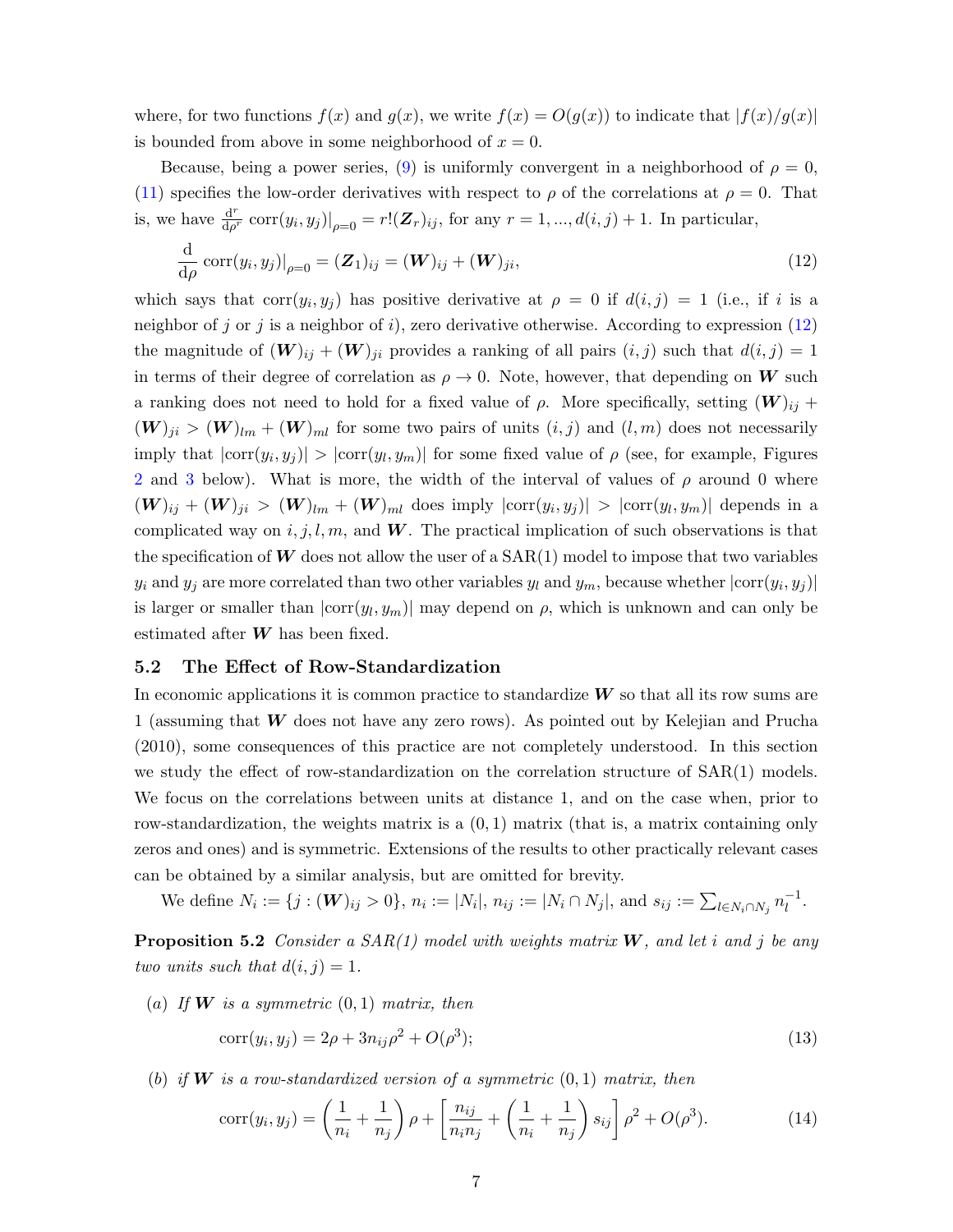where, for two functions $f(x)$ and $g(x)$, we write $f(x) = O(g(x))$ to indicate that $|f(x)/g(x)|$ is bounded from above in some neighborhood of $x = 0$.

Because, being a power series, (9) is uniformly convergent in a neighborhood of $\rho = 0$, (11) specifies the low-order derivatives with respect to $\rho$ of the correlations at $\rho = 0$. That is, we have $\frac{\mathrm{d}^r}{\mathrm{d}\rho^r} \operatorname{corr}(y_i, y_j)|_{\rho=0} = r!(\boldsymbol{Z}_r)_{ij}$, for any $r = 1, ..., d(i,j) + 1$. In particular,

$$\frac{\mathrm{d}}{\mathrm{d}\rho} \operatorname{corr}(y_i, y_j)|_{\rho=0} = (\boldsymbol{Z}_1)_{ij} = (\boldsymbol{W})_{ij} + (\boldsymbol{W})_{ji}, \tag{12}$$

which says that $\operatorname{corr}(y_i, y_j)$ has positive derivative at $\rho = 0$ if $d(i,j) = 1$ (i.e., if $i$ is a neighbor of $j$ or $j$ is a neighbor of $i$), zero derivative otherwise. According to expression (12) the magnitude of $(\boldsymbol{W})_{ij} + (\boldsymbol{W})_{ji}$ provides a ranking of all pairs $(i,j)$ such that $d(i,j) = 1$ in terms of their degree of correlation as $\rho \to 0$. Note, however, that depending on $\boldsymbol{W}$ such a ranking does not need to hold for a fixed value of $\rho$. More specifically, setting $(\boldsymbol{W})_{ij} + (\boldsymbol{W})_{ji} > (\boldsymbol{W})_{lm} + (\boldsymbol{W})_{ml}$ for some two pairs of units $(i,j)$ and $(l,m)$ does not necessarily imply that $|\operatorname{corr}(y_i, y_j)| > |\operatorname{corr}(y_l, y_m)|$ for some fixed value of $\rho$ (see, for example, Figures 2 and 3 below). What is more, the width of the interval of values of $\rho$ around 0 where $(\boldsymbol{W})_{ij} + (\boldsymbol{W})_{ji} > (\boldsymbol{W})_{lm} + (\boldsymbol{W})_{ml}$ does imply $|\operatorname{corr}(y_i, y_j)| > |\operatorname{corr}(y_l, y_m)|$ depends in a complicated way on $i, j, l, m$, and $\boldsymbol{W}$. The practical implication of such observations is that the specification of $\boldsymbol{W}$ does not allow the user of a SAR(1) model to impose that two variables $y_i$ and $y_j$ are more correlated than two other variables $y_l$ and $y_m$, because whether $|\operatorname{corr}(y_i, y_j)|$ is larger or smaller than $|\operatorname{corr}(y_l, y_m)|$ may depend on $\rho$, which is unknown and can only be estimated after $\boldsymbol{W}$ has been fixed.

## 5.2 The Effect of Row-Standardization

In economic applications it is common practice to standardize $\boldsymbol{W}$ so that all its row sums are 1 (assuming that $\boldsymbol{W}$ does not have any zero rows). As pointed out by Kelejian and Prucha (2010), some consequences of this practice are not completely understood. In this section we study the effect of row-standardization on the correlation structure of SAR(1) models. We focus on the correlations between units at distance 1, and on the case when, prior to row-standardization, the weights matrix is a $(0,1)$ matrix (that is, a matrix containing only zeros and ones) and is symmetric. Extensions of the results to other practically relevant cases can be obtained by a similar analysis, but are omitted for brevity.

We define $N_i := \{j : (\boldsymbol{W})_{ij} > 0\}$, $n_i := |N_i|$, $n_{ij} := |N_i \cap N_j|$, and $s_{ij} := \sum_{l \in N_i \cap N_j} n_l^{-1}$.

**Proposition 5.2** *Consider a SAR(1) model with weights matrix $\boldsymbol{W}$, and let $i$ and $j$ be any two units such that $d(i,j) = 1$.*

*(a) If $\boldsymbol{W}$ is a symmetric $(0,1)$ matrix, then*

$$\operatorname{corr}(y_i, y_j) = 2\rho + 3n_{ij}\rho^2 + O(\rho^3); \tag{13}$$

*(b) if $\boldsymbol{W}$ is a row-standardized version of a symmetric $(0,1)$ matrix, then*

$$\operatorname{corr}(y_i, y_j) = \left(\frac{1}{n_i} + \frac{1}{n_j}\right)\rho + \left[\frac{n_{ij}}{n_i n_j} + \left(\frac{1}{n_i} + \frac{1}{n_j}\right)s_{ij}\right]\rho^2 + O(\rho^3). \tag{14}$$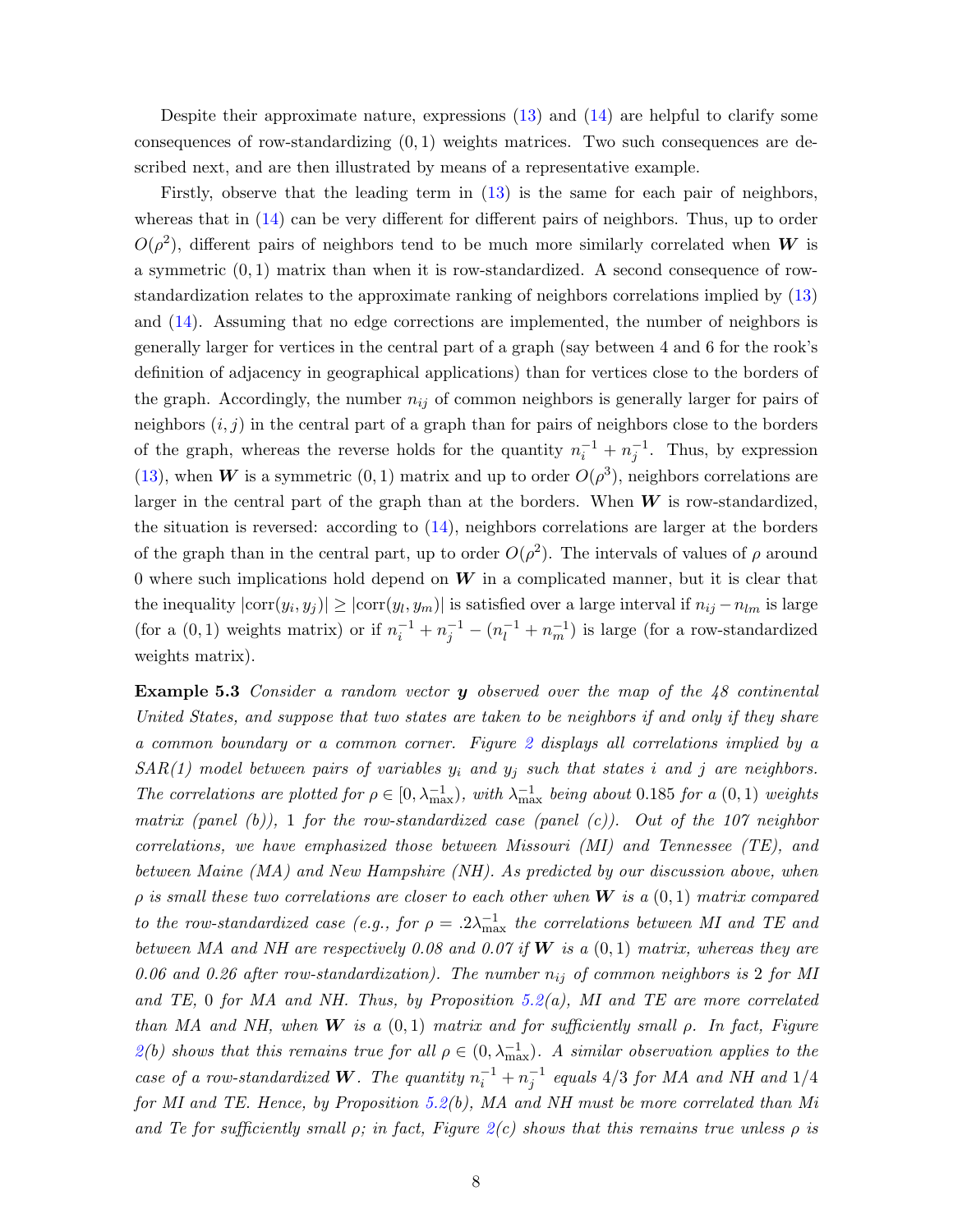Despite their approximate nature, expressions (13) and (14) are helpful to clarify some consequences of row-standardizing $(0, 1)$ weights matrices. Two such consequences are described next, and are then illustrated by means of a representative example.

Firstly, observe that the leading term in (13) is the same for each pair of neighbors, whereas that in (14) can be very different for different pairs of neighbors. Thus, up to order $O(\rho^2)$, different pairs of neighbors tend to be much more similarly correlated when $\boldsymbol{W}$ is a symmetric $(0, 1)$ matrix than when it is row-standardized. A second consequence of row-standardization relates to the approximate ranking of neighbors correlations implied by (13) and (14). Assuming that no edge corrections are implemented, the number of neighbors is generally larger for vertices in the central part of a graph (say between 4 and 6 for the rook's definition of adjacency in geographical applications) than for vertices close to the borders of the graph. Accordingly, the number $n_{ij}$ of common neighbors is generally larger for pairs of neighbors $(i, j)$ in the central part of a graph than for pairs of neighbors close to the borders of the graph, whereas the reverse holds for the quantity $n_i^{-1} + n_j^{-1}$. Thus, by expression (13), when $\boldsymbol{W}$ is a symmetric $(0, 1)$ matrix and up to order $O(\rho^3)$, neighbors correlations are larger in the central part of the graph than at the borders. When $\boldsymbol{W}$ is row-standardized, the situation is reversed: according to (14), neighbors correlations are larger at the borders of the graph than in the central part, up to order $O(\rho^2)$. The intervals of values of $\rho$ around 0 where such implications hold depend on $\boldsymbol{W}$ in a complicated manner, but it is clear that the inequality $|\mathrm{corr}(y_i, y_j)| \geq |\mathrm{corr}(y_l, y_m)|$ is satisfied over a large interval if $n_{ij} - n_{lm}$ is large (for a $(0, 1)$ weights matrix) or if $n_i^{-1} + n_j^{-1} - (n_l^{-1} + n_m^{-1})$ is large (for a row-standardized weights matrix).

**Example 5.3** *Consider a random vector $\boldsymbol{y}$ observed over the map of the 48 continental United States, and suppose that two states are taken to be neighbors if and only if they share a common boundary or a common corner. Figure 2 displays all correlations implied by a SAR(1) model between pairs of variables $y_i$ and $y_j$ such that states $i$ and $j$ are neighbors. The correlations are plotted for $\rho \in [0, \lambda_{\max}^{-1})$, with $\lambda_{\max}^{-1}$ being about 0.185 for a $(0, 1)$ weights matrix (panel (b)), 1 for the row-standardized case (panel (c)). Out of the 107 neighbor correlations, we have emphasized those between Missouri (MI) and Tennessee (TE), and between Maine (MA) and New Hampshire (NH). As predicted by our discussion above, when $\rho$ is small these two correlations are closer to each other when $\boldsymbol{W}$ is a $(0, 1)$ matrix compared to the row-standardized case (e.g., for $\rho = .2\lambda_{\max}^{-1}$ the correlations between MI and TE and between MA and NH are respectively 0.08 and 0.07 if $\boldsymbol{W}$ is a $(0, 1)$ matrix, whereas they are 0.06 and 0.26 after row-standardization). The number $n_{ij}$ of common neighbors is 2 for MI and TE, 0 for MA and NH. Thus, by Proposition 5.2(a), MI and TE are more correlated than MA and NH, when $\boldsymbol{W}$ is a $(0, 1)$ matrix and for sufficiently small $\rho$. In fact, Figure 2(b) shows that this remains true for all $\rho \in (0, \lambda_{\max}^{-1})$. A similar observation applies to the case of a row-standardized $\boldsymbol{W}$. The quantity $n_i^{-1} + n_j^{-1}$ equals 4/3 for MA and NH and 1/4 for MI and TE. Hence, by Proposition 5.2(b), MA and NH must be more correlated than Mi and Te for sufficiently small $\rho$; in fact, Figure 2(c) shows that this remains true unless $\rho$ is*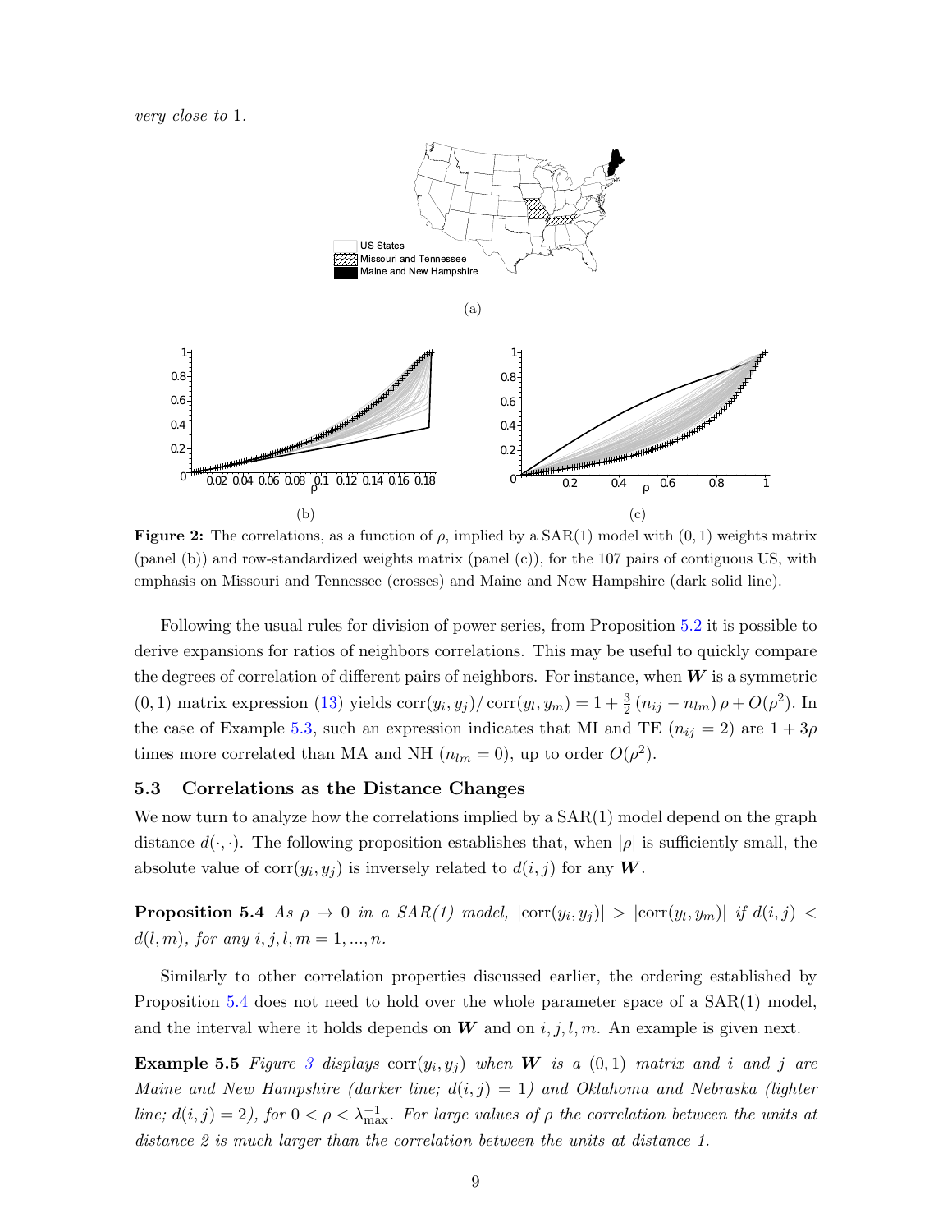*very close to* 1.

(a)

(b)

(c)

**Figure 2:** The correlations, as a function of $\rho$, implied by a SAR(1) model with $(0,1)$ weights matrix (panel (b)) and row-standardized weights matrix (panel (c)), for the 107 pairs of contiguous US, with emphasis on Missouri and Tennessee (crosses) and Maine and New Hampshire (dark solid line).

Following the usual rules for division of power series, from Proposition 5.2 it is possible to derive expansions for ratios of neighbors correlations. This may be useful to quickly compare the degrees of correlation of different pairs of neighbors. For instance, when $\boldsymbol{W}$ is a symmetric $(0,1)$ matrix expression (13) yields $\operatorname{corr}(y_i, y_j)/\operatorname{corr}(y_l, y_m) = 1 + \frac{3}{2}(n_{ij} - n_{lm})\rho + O(\rho^2)$. In the case of Example 5.3, such an expression indicates that MI and TE ($n_{ij} = 2$) are $1 + 3\rho$ times more correlated than MA and NH ($n_{lm} = 0$), up to order $O(\rho^2)$.

### 5.3 Correlations as the Distance Changes

We now turn to analyze how the correlations implied by a SAR(1) model depend on the graph distance $d(\cdot,\cdot)$. The following proposition establishes that, when $|\rho|$ is sufficiently small, the absolute value of $\operatorname{corr}(y_i, y_j)$ is inversely related to $d(i,j)$ for any $\boldsymbol{W}$.

**Proposition 5.4** *As $\rho \to 0$ in a SAR(1) model, $|\operatorname{corr}(y_i, y_j)| > |\operatorname{corr}(y_l, y_m)|$ if $d(i,j) < d(l,m)$, for any $i, j, l, m = 1, ..., n$.*

Similarly to other correlation properties discussed earlier, the ordering established by Proposition 5.4 does not need to hold over the whole parameter space of a SAR(1) model, and the interval where it holds depends on $\boldsymbol{W}$ and on $i, j, l, m$. An example is given next.

**Example 5.5** *Figure 3 displays $\operatorname{corr}(y_i, y_j)$ when $\boldsymbol{W}$ is a $(0,1)$ matrix and $i$ and $j$ are Maine and New Hampshire (darker line; $d(i,j) = 1$) and Oklahoma and Nebraska (lighter line; $d(i,j) = 2$), for $0 < \rho < \lambda_{\max}^{-1}$. For large values of $\rho$ the correlation between the units at distance 2 is much larger than the correlation between the units at distance 1.*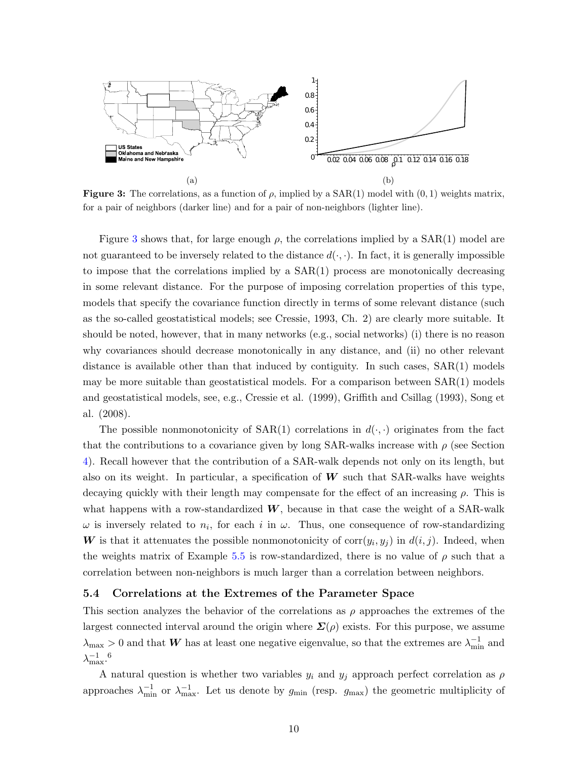(a) (b)

**Figure 3:** The correlations, as a function of $\rho$, implied by a SAR(1) model with $(0,1)$ weights matrix, for a pair of neighbors (darker line) and for a pair of non-neighbors (lighter line).

Figure 3 shows that, for large enough $\rho$, the correlations implied by a SAR(1) model are not guaranteed to be inversely related to the distance $d(\cdot,\cdot)$. In fact, it is generally impossible to impose that the correlations implied by a SAR(1) process are monotonically decreasing in some relevant distance. For the purpose of imposing correlation properties of this type, models that specify the covariance function directly in terms of some relevant distance (such as the so-called geostatistical models; see Cressie, 1993, Ch. 2) are clearly more suitable. It should be noted, however, that in many networks (e.g., social networks) (i) there is no reason why covariances should decrease monotonically in any distance, and (ii) no other relevant distance is available other than that induced by contiguity. In such cases, SAR(1) models may be more suitable than geostatistical models. For a comparison between SAR(1) models and geostatistical models, see, e.g., Cressie et al. (1999), Griffith and Csillag (1993), Song et al. (2008).

The possible nonmonotonicity of SAR(1) correlations in $d(\cdot,\cdot)$ originates from the fact that the contributions to a covariance given by long SAR-walks increase with $\rho$ (see Section 4). Recall however that the contribution of a SAR-walk depends not only on its length, but also on its weight. In particular, a specification of $\boldsymbol{W}$ such that SAR-walks have weights decaying quickly with their length may compensate for the effect of an increasing $\rho$. This is what happens with a row-standardized $\boldsymbol{W}$, because in that case the weight of a SAR-walk $\omega$ is inversely related to $n_i$, for each $i$ in $\omega$. Thus, one consequence of row-standardizing $\boldsymbol{W}$ is that it attenuates the possible nonmonotonicity of $\mathrm{corr}(y_i, y_j)$ in $d(i,j)$. Indeed, when the weights matrix of Example 5.5 is row-standardized, there is no value of $\rho$ such that a correlation between non-neighbors is much larger than a correlation between neighbors.

### 5.4 Correlations at the Extremes of the Parameter Space

This section analyzes the behavior of the correlations as $\rho$ approaches the extremes of the largest connected interval around the origin where $\boldsymbol{\Sigma}(\rho)$ exists. For this purpose, we assume $\lambda_{\max} > 0$ and that $\boldsymbol{W}$ has at least one negative eigenvalue, so that the extremes are $\lambda_{\min}^{-1}$ and $\lambda_{\max}^{-1}$.[6]

A natural question is whether two variables $y_i$ and $y_j$ approach perfect correlation as $\rho$ approaches $\lambda_{\min}^{-1}$ or $\lambda_{\max}^{-1}$. Let us denote by $g_{\min}$ (resp. $g_{\max}$) the geometric multiplicity of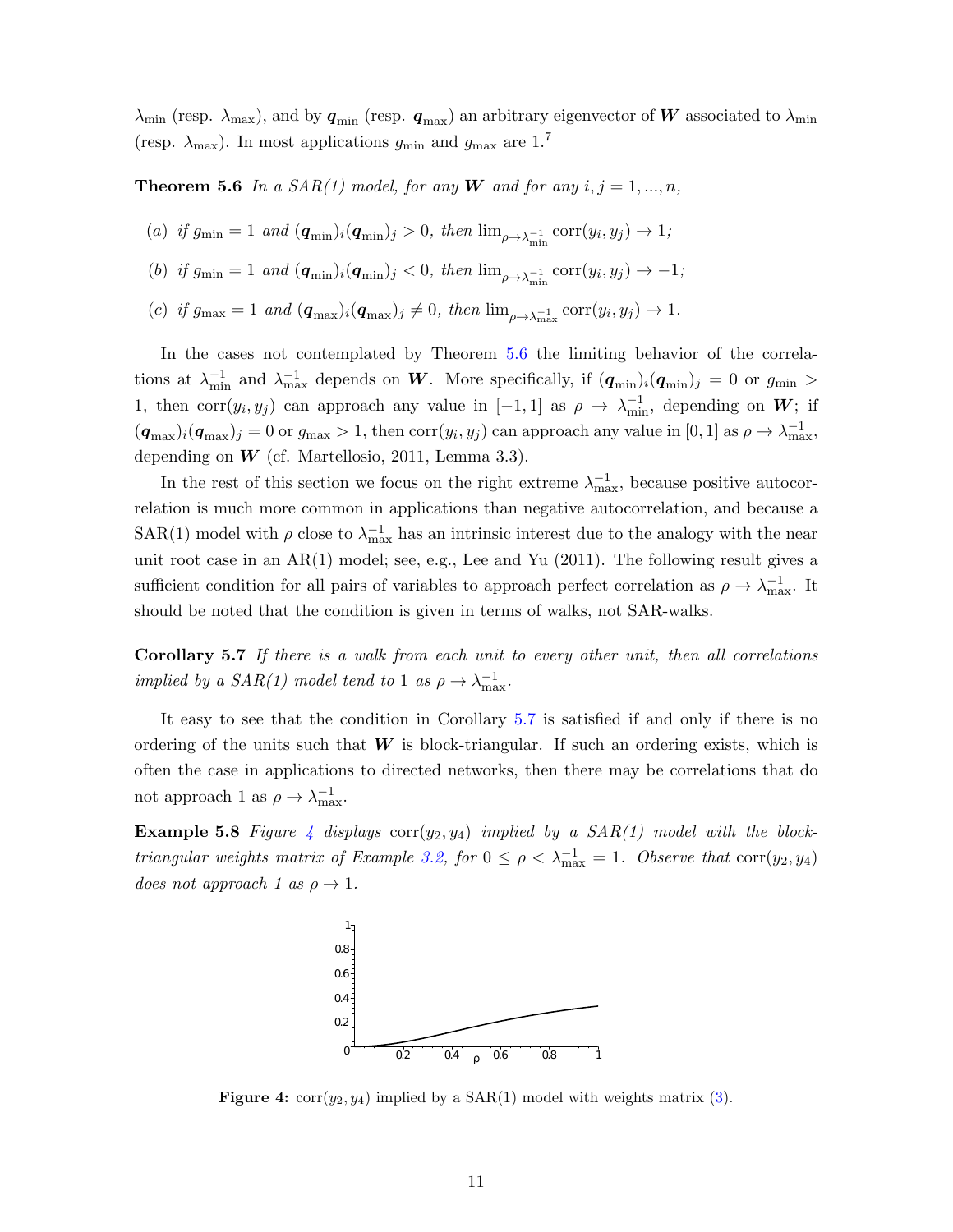$\lambda_{\min}$ (resp. $\lambda_{\max}$), and by $\boldsymbol{q}_{\min}$ (resp. $\boldsymbol{q}_{\max}$) an arbitrary eigenvector of $\boldsymbol{W}$ associated to $\lambda_{\min}$ (resp. $\lambda_{\max}$). In most applications $g_{\min}$ and $g_{\max}$ are 1.[7]

**Theorem 5.6** *In a SAR(1) model, for any $\boldsymbol{W}$ and for any $i, j = 1, ..., n$,*

(a) *if $g_{\min} = 1$ and $(\boldsymbol{q}_{\min})_i(\boldsymbol{q}_{\min})_j > 0$, then $\lim_{\rho\to\lambda_{\min}^{-1}} \operatorname{corr}(y_i, y_j) \to 1$;*

(b) *if $g_{\min} = 1$ and $(\boldsymbol{q}_{\min})_i(\boldsymbol{q}_{\min})_j < 0$, then $\lim_{\rho\to\lambda_{\min}^{-1}} \operatorname{corr}(y_i, y_j) \to -1$;*

(c) *if $g_{\max} = 1$ and $(\boldsymbol{q}_{\max})_i(\boldsymbol{q}_{\max})_j \neq 0$, then $\lim_{\rho\to\lambda_{\max}^{-1}} \operatorname{corr}(y_i, y_j) \to 1$.*

In the cases not contemplated by Theorem 5.6 the limiting behavior of the correlations at $\lambda_{\min}^{-1}$ and $\lambda_{\max}^{-1}$ depends on $\boldsymbol{W}$. More specifically, if $(\boldsymbol{q}_{\min})_i(\boldsymbol{q}_{\min})_j = 0$ or $g_{\min} > 1$, then $\operatorname{corr}(y_i, y_j)$ can approach any value in $[-1, 1]$ as $\rho \to \lambda_{\min}^{-1}$, depending on $\boldsymbol{W}$; if $(\boldsymbol{q}_{\max})_i(\boldsymbol{q}_{\max})_j = 0$ or $g_{\max} > 1$, then $\operatorname{corr}(y_i, y_j)$ can approach any value in $[0, 1]$ as $\rho \to \lambda_{\max}^{-1}$, depending on $\boldsymbol{W}$ (cf. Martellosio, 2011, Lemma 3.3).

In the rest of this section we focus on the right extreme $\lambda_{\max}^{-1}$, because positive autocorrelation is much more common in applications than negative autocorrelation, and because a SAR(1) model with $\rho$ close to $\lambda_{\max}^{-1}$ has an intrinsic interest due to the analogy with the near unit root case in an AR(1) model; see, e.g., Lee and Yu (2011). The following result gives a sufficient condition for all pairs of variables to approach perfect correlation as $\rho \to \lambda_{\max}^{-1}$. It should be noted that the condition is given in terms of walks, not SAR-walks.

**Corollary 5.7** *If there is a walk from each unit to every other unit, then all correlations implied by a SAR(1) model tend to 1 as $\rho \to \lambda_{\max}^{-1}$.*

It easy to see that the condition in Corollary 5.7 is satisfied if and only if there is no ordering of the units such that $\boldsymbol{W}$ is block-triangular. If such an ordering exists, which is often the case in applications to directed networks, then there may be correlations that do not approach 1 as $\rho \to \lambda_{\max}^{-1}$.

**Example 5.8** *Figure 4 displays $\operatorname{corr}(y_2, y_4)$ implied by a SAR(1) model with the block-triangular weights matrix of Example 3.2, for $0 \leq \rho < \lambda_{\max}^{-1} = 1$. Observe that $\operatorname{corr}(y_2, y_4)$ does not approach 1 as $\rho \to 1$.*

**Figure 4:** $\operatorname{corr}(y_2, y_4)$ implied by a SAR(1) model with weights matrix (3).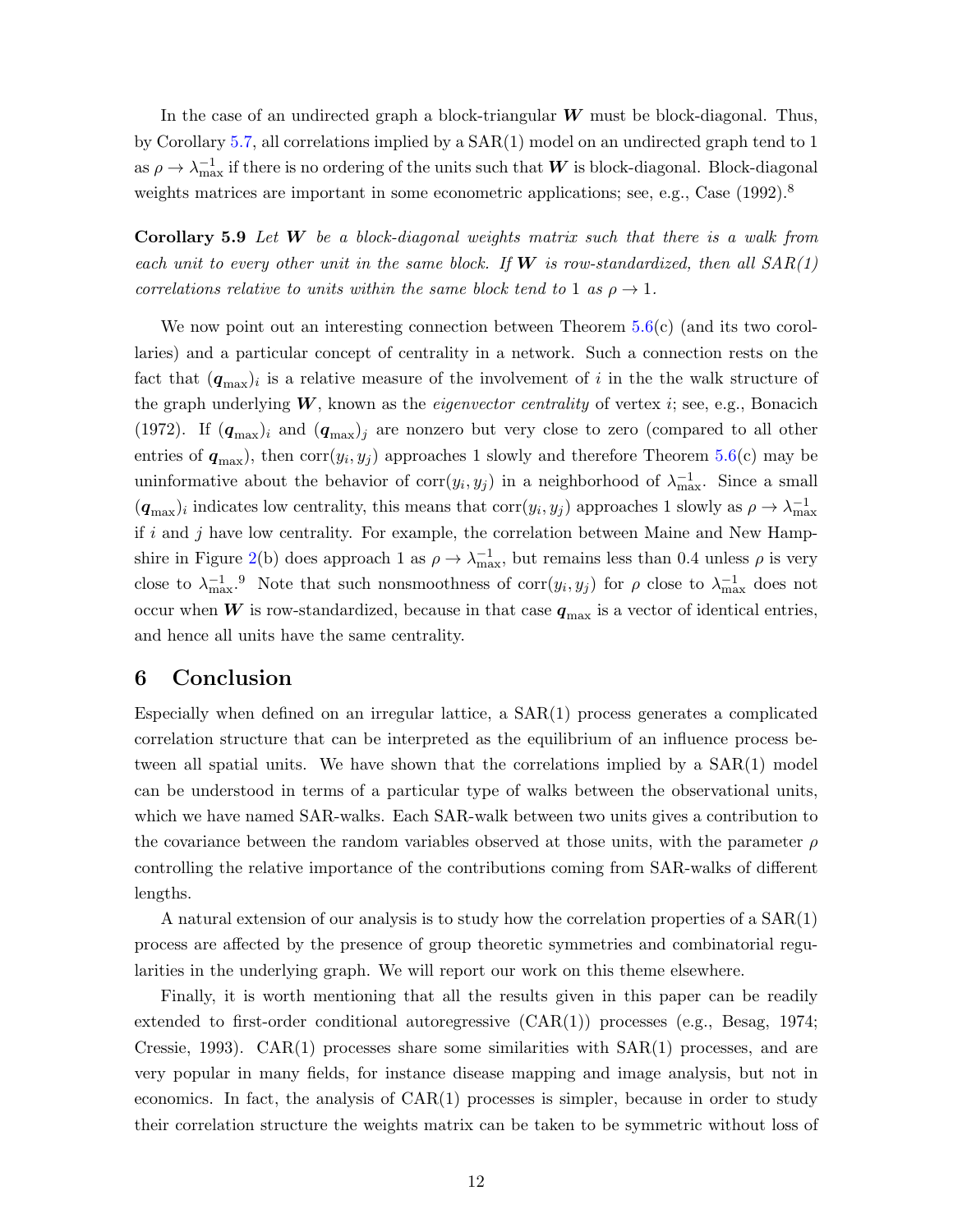In the case of an undirected graph a block-triangular $\boldsymbol{W}$ must be block-diagonal. Thus, by Corollary 5.7, all correlations implied by a SAR(1) model on an undirected graph tend to 1 as $\rho \to \lambda_{\max}^{-1}$ if there is no ordering of the units such that $\boldsymbol{W}$ is block-diagonal. Block-diagonal weights matrices are important in some econometric applications; see, e.g., Case (1992).[8]

**Corollary 5.9** *Let $\boldsymbol{W}$ be a block-diagonal weights matrix such that there is a walk from each unit to every other unit in the same block. If $\boldsymbol{W}$ is row-standardized, then all SAR(1) correlations relative to units within the same block tend to* 1 *as* $\rho \to 1$.

We now point out an interesting connection between Theorem 5.6(c) (and its two corollaries) and a particular concept of centrality in a network. Such a connection rests on the fact that $(\boldsymbol{q}_{\max})_i$ is a relative measure of the involvement of $i$ in the the walk structure of the graph underlying $\boldsymbol{W}$, known as the *eigenvector centrality* of vertex $i$; see, e.g., Bonacich (1972). If $(\boldsymbol{q}_{\max})_i$ and $(\boldsymbol{q}_{\max})_j$ are nonzero but very close to zero (compared to all other entries of $\boldsymbol{q}_{\max}$), then $\operatorname{corr}(y_i, y_j)$ approaches 1 slowly and therefore Theorem 5.6(c) may be uninformative about the behavior of $\operatorname{corr}(y_i, y_j)$ in a neighborhood of $\lambda_{\max}^{-1}$. Since a small $(\boldsymbol{q}_{\max})_i$ indicates low centrality, this means that $\operatorname{corr}(y_i, y_j)$ approaches 1 slowly as $\rho \to \lambda_{\max}^{-1}$ if $i$ and $j$ have low centrality. For example, the correlation between Maine and New Hampshire in Figure 2(b) does approach 1 as $\rho \to \lambda_{\max}^{-1}$, but remains less than 0.4 unless $\rho$ is very close to $\lambda_{\max}^{-1}$.[9] Note that such nonsmoothness of $\operatorname{corr}(y_i, y_j)$ for $\rho$ close to $\lambda_{\max}^{-1}$ does not occur when $\boldsymbol{W}$ is row-standardized, because in that case $\boldsymbol{q}_{\max}$ is a vector of identical entries, and hence all units have the same centrality.

# 6 Conclusion

Especially when defined on an irregular lattice, a SAR(1) process generates a complicated correlation structure that can be interpreted as the equilibrium of an influence process between all spatial units. We have shown that the correlations implied by a SAR(1) model can be understood in terms of a particular type of walks between the observational units, which we have named SAR-walks. Each SAR-walk between two units gives a contribution to the covariance between the random variables observed at those units, with the parameter $\rho$ controlling the relative importance of the contributions coming from SAR-walks of different lengths.

A natural extension of our analysis is to study how the correlation properties of a SAR(1) process are affected by the presence of group theoretic symmetries and combinatorial regularities in the underlying graph. We will report our work on this theme elsewhere.

Finally, it is worth mentioning that all the results given in this paper can be readily extended to first-order conditional autoregressive (CAR(1)) processes (e.g., Besag, 1974; Cressie, 1993). CAR(1) processes share some similarities with SAR(1) processes, and are very popular in many fields, for instance disease mapping and image analysis, but not in economics. In fact, the analysis of CAR(1) processes is simpler, because in order to study their correlation structure the weights matrix can be taken to be symmetric without loss of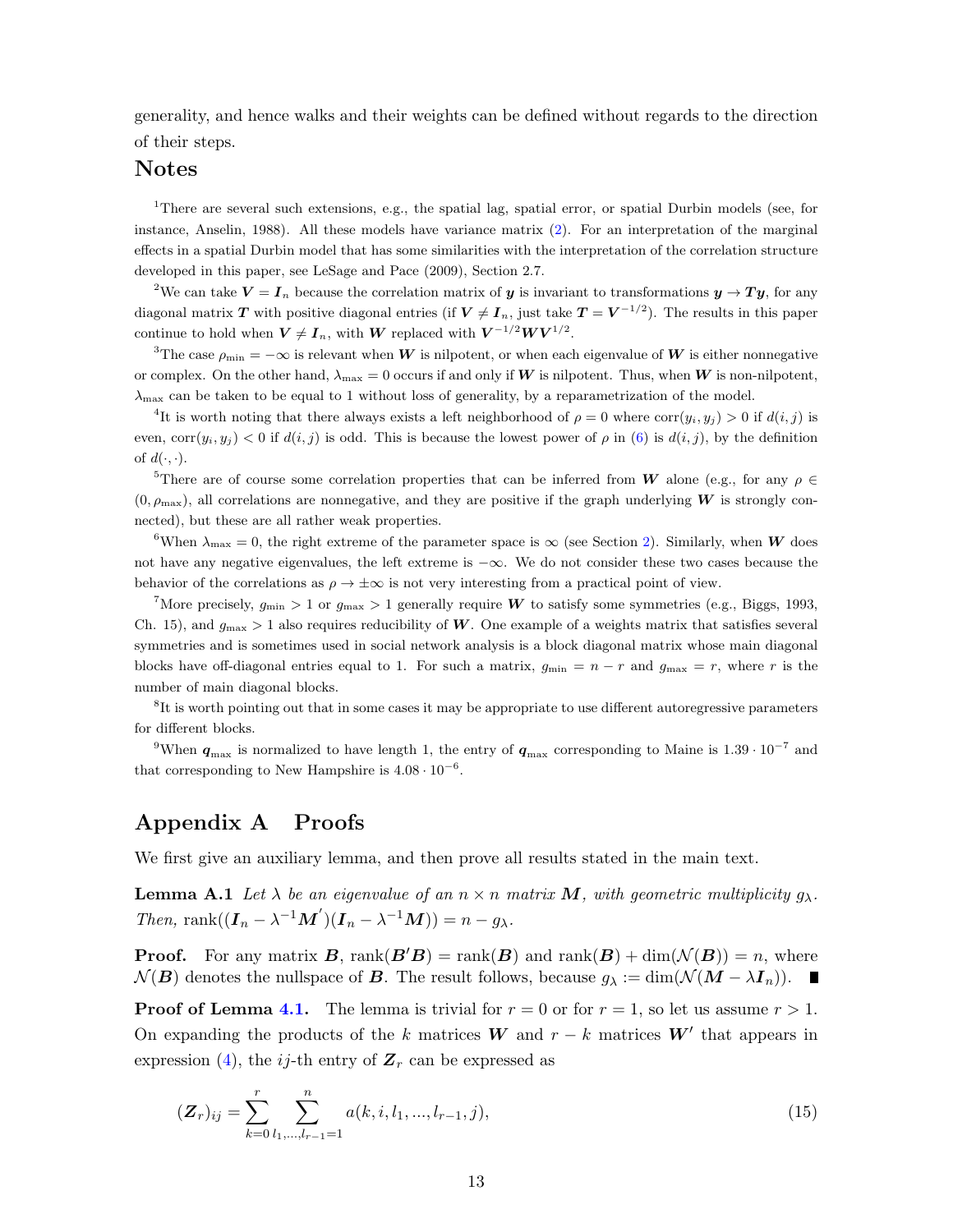generality, and hence walks and their weights can be defined without regards to the direction of their steps.

## Notes

[1]There are several such extensions, e.g., the spatial lag, spatial error, or spatial Durbin models (see, for instance, Anselin, 1988). All these models have variance matrix (2). For an interpretation of the marginal effects in a spatial Durbin model that has some similarities with the interpretation of the correlation structure developed in this paper, see LeSage and Pace (2009), Section 2.7.

[2]We can take $\boldsymbol{V} = \boldsymbol{I}_n$ because the correlation matrix of $\boldsymbol{y}$ is invariant to transformations $\boldsymbol{y} \to \boldsymbol{T}\boldsymbol{y}$, for any diagonal matrix $\boldsymbol{T}$ with positive diagonal entries (if $\boldsymbol{V} \neq \boldsymbol{I}_n$, just take $\boldsymbol{T} = \boldsymbol{V}^{-1/2}$). The results in this paper continue to hold when $\boldsymbol{V} \neq \boldsymbol{I}_n$, with $\boldsymbol{W}$ replaced with $\boldsymbol{V}^{-1/2}\boldsymbol{W}\boldsymbol{V}^{1/2}$.

[3]The case $\rho_{\min} = -\infty$ is relevant when $\boldsymbol{W}$ is nilpotent, or when each eigenvalue of $\boldsymbol{W}$ is either nonnegative or complex. On the other hand, $\lambda_{\max} = 0$ occurs if and only if $\boldsymbol{W}$ is nilpotent. Thus, when $\boldsymbol{W}$ is non-nilpotent, $\lambda_{\max}$ can be taken to be equal to 1 without loss of generality, by a reparametrization of the model.

[4]It is worth noting that there always exists a left neighborhood of $\rho = 0$ where $\operatorname{corr}(y_i, y_j) > 0$ if $d(i,j)$ is even, $\operatorname{corr}(y_i, y_j) < 0$ if $d(i,j)$ is odd. This is because the lowest power of $\rho$ in (6) is $d(i,j)$, by the definition of $d(\cdot,\cdot)$.

[5]There are of course some correlation properties that can be inferred from $\boldsymbol{W}$ alone (e.g., for any $\rho \in (0, \rho_{\max})$, all correlations are nonnegative, and they are positive if the graph underlying $\boldsymbol{W}$ is strongly connected), but these are all rather weak properties.

[6]When $\lambda_{\max} = 0$, the right extreme of the parameter space is $\infty$ (see Section 2). Similarly, when $\boldsymbol{W}$ does not have any negative eigenvalues, the left extreme is $-\infty$. We do not consider these two cases because the behavior of the correlations as $\rho \to \pm\infty$ is not very interesting from a practical point of view.

[7]More precisely, $g_{\min} > 1$ or $g_{\max} > 1$ generally require $\boldsymbol{W}$ to satisfy some symmetries (e.g., Biggs, 1993, Ch. 15), and $g_{\max} > 1$ also requires reducibility of $\boldsymbol{W}$. One example of a weights matrix that satisfies several symmetries and is sometimes used in social network analysis is a block diagonal matrix whose main diagonal blocks have off-diagonal entries equal to 1. For such a matrix, $g_{\min} = n - r$ and $g_{\max} = r$, where $r$ is the number of main diagonal blocks.

[8]It is worth pointing out that in some cases it may be appropriate to use different autoregressive parameters for different blocks.

[9]When $\boldsymbol{q}_{\max}$ is normalized to have length 1, the entry of $\boldsymbol{q}_{\max}$ corresponding to Maine is $1.39 \cdot 10^{-7}$ and that corresponding to New Hampshire is $4.08 \cdot 10^{-6}$.

## Appendix A Proofs

We first give an auxiliary lemma, and then prove all results stated in the main text.

**Lemma A.1** *Let $\lambda$ be an eigenvalue of an $n \times n$ matrix $\boldsymbol{M}$, with geometric multiplicity $g_\lambda$. Then,* $\operatorname{rank}((\boldsymbol{I}_n - \lambda^{-1}\boldsymbol{M}')(\boldsymbol{I}_n - \lambda^{-1}\boldsymbol{M})) = n - g_\lambda$.

**Proof.** For any matrix $\boldsymbol{B}$, $\operatorname{rank}(\boldsymbol{B}'\boldsymbol{B}) = \operatorname{rank}(\boldsymbol{B})$ and $\operatorname{rank}(\boldsymbol{B}) + \dim(\mathcal{N}(\boldsymbol{B})) = n$, where $\mathcal{N}(\boldsymbol{B})$ denotes the nullspace of $\boldsymbol{B}$. The result follows, because $g_\lambda := \dim(\mathcal{N}(\boldsymbol{M} - \lambda\boldsymbol{I}_n))$. ∎

**Proof of Lemma 4.1.** The lemma is trivial for $r = 0$ or for $r = 1$, so let us assume $r > 1$. On expanding the products of the $k$ matrices $\boldsymbol{W}$ and $r - k$ matrices $\boldsymbol{W}'$ that appears in expression (4), the $ij$-th entry of $\boldsymbol{Z}_r$ can be expressed as

$$(\boldsymbol{Z}_r)_{ij} = \sum_{k=0}^{r} \sum_{l_1,\ldots,l_{r-1}=1}^{n} a(k, i, l_1, \ldots, l_{r-1}, j), \tag{15}$$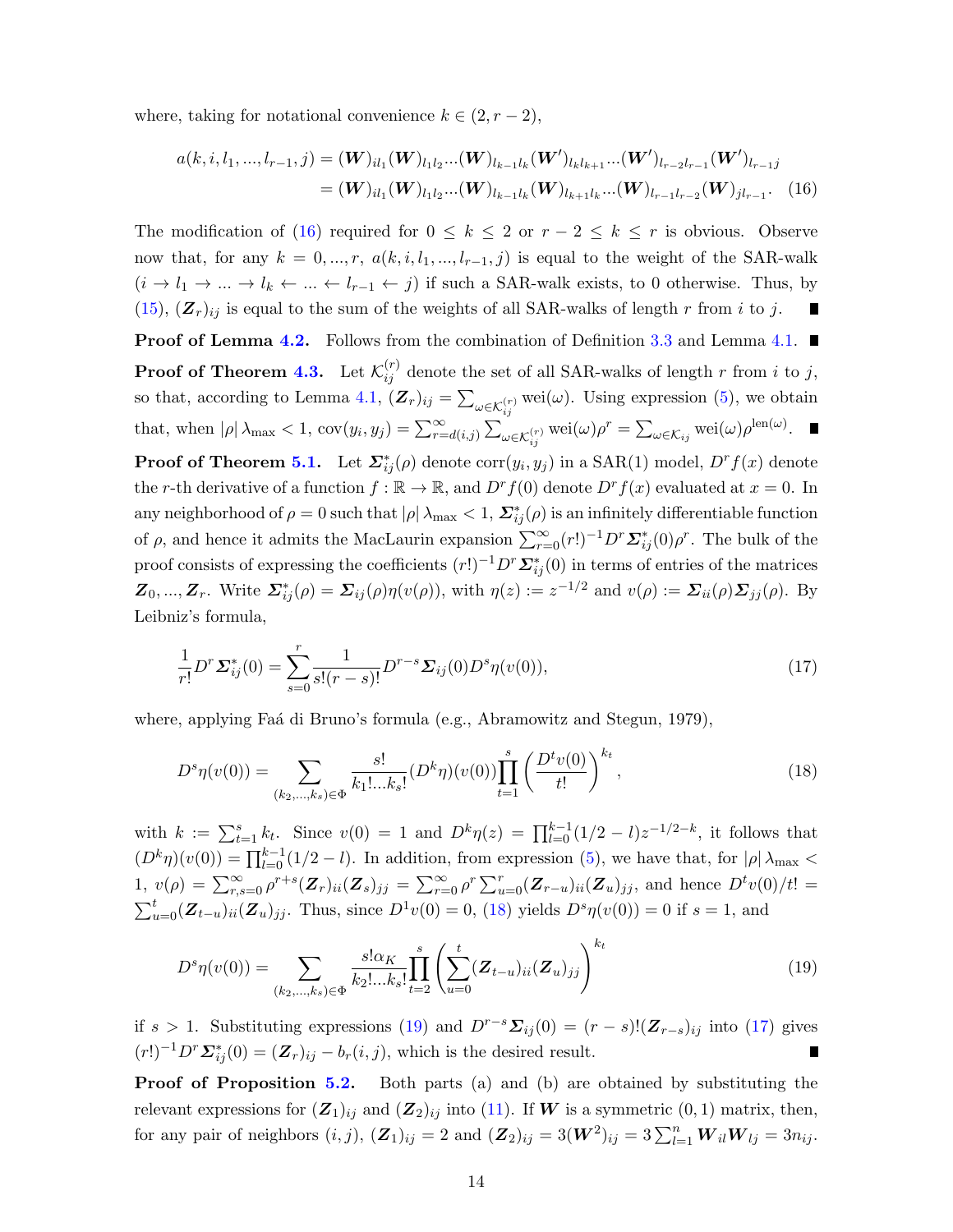where, taking for notational convenience $k \in (2, r-2)$,

$$
\begin{aligned}
a(k, i, l_1, ..., l_{r-1}, j) &= (\boldsymbol{W})_{il_1} (\boldsymbol{W})_{l_1 l_2} ... (\boldsymbol{W})_{l_{k-1} l_k} (\boldsymbol{W}')_{l_k l_{k+1}} ... (\boldsymbol{W}')_{l_{r-2} l_{r-1}} (\boldsymbol{W}')_{l_{r-1} j} \\
&= (\boldsymbol{W})_{il_1} (\boldsymbol{W})_{l_1 l_2} ... (\boldsymbol{W})_{l_{k-1} l_k} (\boldsymbol{W})_{l_{k+1} l_k} ... (\boldsymbol{W})_{l_{r-1} l_{r-2}} (\boldsymbol{W})_{j l_{r-1}}. \quad (16)
\end{aligned}
$$

The modification of (16) required for $0 \leq k \leq 2$ or $r-2 \leq k \leq r$ is obvious. Observe now that, for any $k = 0, ..., r$, $a(k, i, l_1, ..., l_{r-1}, j)$ is equal to the weight of the SAR-walk $(i \to l_1 \to ... \to l_k \leftarrow ... \leftarrow l_{r-1} \leftarrow j)$ if such a SAR-walk exists, to 0 otherwise. Thus, by (15), $(\boldsymbol{Z}_r)_{ij}$ is equal to the sum of the weights of all SAR-walks of length $r$ from $i$ to $j$. ■

**Proof of Lemma 4.2.** Follows from the combination of Definition 3.3 and Lemma 4.1. ■

**Proof of Theorem 4.3.** Let $\mathcal{K}_{ij}^{(r)}$ denote the set of all SAR-walks of length $r$ from $i$ to $j$, so that, according to Lemma 4.1, $(\boldsymbol{Z}_r)_{ij} = \sum_{\omega \in \mathcal{K}_{ij}^{(r)}} \text{wei}(\omega)$. Using expression (5), we obtain that, when $|\rho| \lambda_{\max} < 1$, $\text{cov}(y_i, y_j) = \sum_{r=d(i,j)}^{\infty} \sum_{\omega \in \mathcal{K}_{ij}^{(r)}} \text{wei}(\omega) \rho^r = \sum_{\omega \in \mathcal{K}_{ij}} \text{wei}(\omega) \rho^{\text{len}(\omega)}$. ■

**Proof of Theorem 5.1.** Let $\boldsymbol{\Sigma}_{ij}^*(\rho)$ denote $\text{corr}(y_i, y_j)$ in a SAR(1) model, $D^r f(x)$ denote the $r$-th derivative of a function $f : \mathbb{R} \to \mathbb{R}$, and $D^r f(0)$ denote $D^r f(x)$ evaluated at $x = 0$. In any neighborhood of $\rho = 0$ such that $|\rho| \lambda_{\max} < 1$, $\boldsymbol{\Sigma}_{ij}^*(\rho)$ is an infinitely differentiable function of $\rho$, and hence it admits the MacLaurin expansion $\sum_{r=0}^{\infty} (r!)^{-1} D^r \boldsymbol{\Sigma}_{ij}^*(0) \rho^r$. The bulk of the proof consists of expressing the coefficients $(r!)^{-1} D^r \boldsymbol{\Sigma}_{ij}^*(0)$ in terms of entries of the matrices $\boldsymbol{Z}_0, ..., \boldsymbol{Z}_r$. Write $\boldsymbol{\Sigma}_{ij}^*(\rho) = \boldsymbol{\Sigma}_{ij}(\rho) \eta(v(\rho))$, with $\eta(z) := z^{-1/2}$ and $v(\rho) := \boldsymbol{\Sigma}_{ii}(\rho) \boldsymbol{\Sigma}_{jj}(\rho)$. By Leibniz's formula,

$$
\frac{1}{r!} D^r \boldsymbol{\Sigma}_{ij}^*(0) = \sum_{s=0}^{r} \frac{1}{s!(r-s)!} D^{r-s} \boldsymbol{\Sigma}_{ij}(0) D^s \eta(v(0)), \quad (17)
$$

where, applying Faá di Bruno's formula (e.g., Abramowitz and Stegun, 1979),

$$
D^s \eta(v(0)) = \sum_{(k_2, ..., k_s) \in \Phi} \frac{s!}{k_1! ... k_s!} (D^k \eta)(v(0)) \prod_{t=1}^{s} \left( \frac{D^t v(0)}{t!} \right)^{k_t}, \quad (18)
$$

with $k := \sum_{t=1}^{s} k_t$. Since $v(0) = 1$ and $D^k \eta(z) = \prod_{l=0}^{k-1} (1/2 - l) z^{-1/2-k}$, it follows that $(D^k \eta)(v(0)) = \prod_{l=0}^{k-1} (1/2 - l)$. In addition, from expression (5), we have that, for $|\rho| \lambda_{\max} < 1$, $v(\rho) = \sum_{r,s=0}^{\infty} \rho^{r+s} (\boldsymbol{Z}_r)_{ii} (\boldsymbol{Z}_s)_{jj} = \sum_{r=0}^{\infty} \rho^r \sum_{u=0}^{r} (\boldsymbol{Z}_{r-u})_{ii} (\boldsymbol{Z}_u)_{jj}$, and hence $D^t v(0)/t! = \sum_{u=0}^{t} (\boldsymbol{Z}_{t-u})_{ii} (\boldsymbol{Z}_u)_{jj}$. Thus, since $D^1 v(0) = 0$, (18) yields $D^s \eta(v(0)) = 0$ if $s = 1$, and

$$
D^s \eta(v(0)) = \sum_{(k_2, ..., k_s) \in \Phi} \frac{s! \alpha_K}{k_2! ... k_s!} \prod_{t=2}^{s} \left( \sum_{u=0}^{t} (\boldsymbol{Z}_{t-u})_{ii} (\boldsymbol{Z}_u)_{jj} \right)^{k_t} \quad (19)
$$

if $s > 1$. Substituting expressions (19) and $D^{r-s} \boldsymbol{\Sigma}_{ij}(0) = (r-s)! (\boldsymbol{Z}_{r-s})_{ij}$ into (17) gives $(r!)^{-1} D^r \boldsymbol{\Sigma}_{ij}^*(0) = (\boldsymbol{Z}_r)_{ij} - b_r(i,j)$, which is the desired result. ■

**Proof of Proposition 5.2.** Both parts (a) and (b) are obtained by substituting the relevant expressions for $(\boldsymbol{Z}_1)_{ij}$ and $(\boldsymbol{Z}_2)_{ij}$ into (11). If $\boldsymbol{W}$ is a symmetric $(0,1)$ matrix, then, for any pair of neighbors $(i,j)$, $(\boldsymbol{Z}_1)_{ij} = 2$ and $(\boldsymbol{Z}_2)_{ij} = 3(\boldsymbol{W}^2)_{ij} = 3 \sum_{l=1}^{n} \boldsymbol{W}_{il} \boldsymbol{W}_{lj} = 3 n_{ij}$.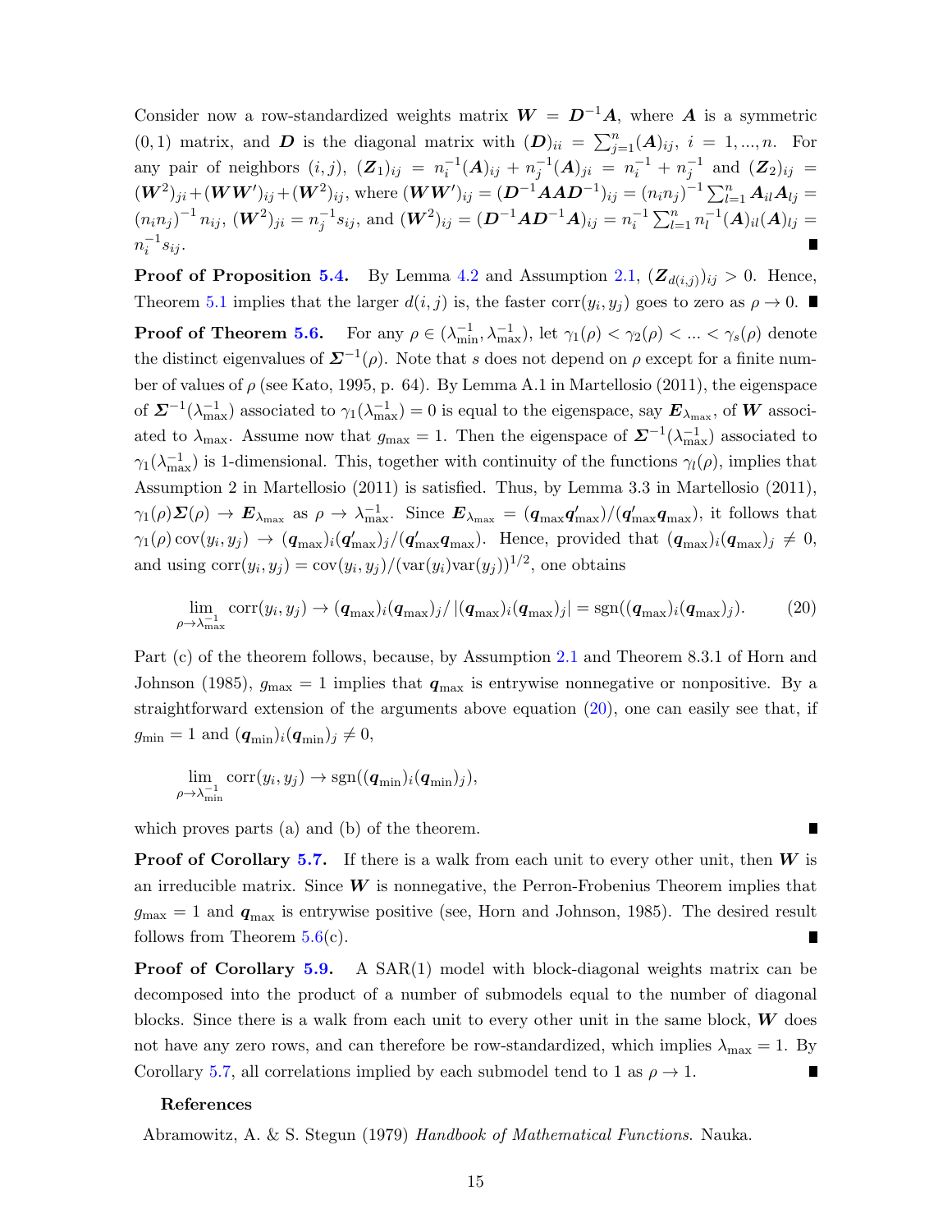Consider now a row-standardized weights matrix $\boldsymbol{W} = \boldsymbol{D}^{-1}\boldsymbol{A}$, where $\boldsymbol{A}$ is a symmetric $(0,1)$ matrix, and $\boldsymbol{D}$ is the diagonal matrix with $(\boldsymbol{D})_{ii} = \sum_{j=1}^{n}(\boldsymbol{A})_{ij}$, $i = 1, ..., n$. For any pair of neighbors $(i,j)$, $(\boldsymbol{Z}_1)_{ij} = n_i^{-1}(\boldsymbol{A})_{ij} + n_j^{-1}(\boldsymbol{A})_{ji} = n_i^{-1} + n_j^{-1}$ and $(\boldsymbol{Z}_2)_{ij} = (\boldsymbol{W}^2)_{ji} + (\boldsymbol{W}\boldsymbol{W}')_{ij} + (\boldsymbol{W}^2)_{ij}$, where $(\boldsymbol{W}\boldsymbol{W}')_{ij} = (\boldsymbol{D}^{-1}\boldsymbol{A}\boldsymbol{A}\boldsymbol{D}^{-1})_{ij} = (n_i n_j)^{-1}\sum_{l=1}^{n}\boldsymbol{A}_{il}\boldsymbol{A}_{lj} = (n_i n_j)^{-1} n_{ij}$, $(\boldsymbol{W}^2)_{ji} = n_j^{-1}s_{ij}$, and $(\boldsymbol{W}^2)_{ij} = (\boldsymbol{D}^{-1}\boldsymbol{A}\boldsymbol{D}^{-1}\boldsymbol{A})_{ij} = n_i^{-1}\sum_{l=1}^{n} n_l^{-1}(\boldsymbol{A})_{il}(\boldsymbol{A})_{lj} = n_i^{-1}s_{ij}$. ∎

**Proof of Proposition 5.4.** By Lemma 4.2 and Assumption 2.1, $(\boldsymbol{Z}_{d(i,j)})_{ij} > 0$. Hence, Theorem 5.1 implies that the larger $d(i,j)$ is, the faster $\operatorname{corr}(y_i, y_j)$ goes to zero as $\rho \to 0$. ∎

**Proof of Theorem 5.6.** For any $\rho \in (\lambda_{\min}^{-1}, \lambda_{\max}^{-1})$, let $\gamma_1(\rho) < \gamma_2(\rho) < ... < \gamma_s(\rho)$ denote the distinct eigenvalues of $\boldsymbol{\Sigma}^{-1}(\rho)$. Note that $s$ does not depend on $\rho$ except for a finite number of values of $\rho$ (see Kato, 1995, p. 64). By Lemma A.1 in Martellosio (2011), the eigenspace of $\boldsymbol{\Sigma}^{-1}(\lambda_{\max}^{-1})$ associated to $\gamma_1(\lambda_{\max}^{-1}) = 0$ is equal to the eigenspace, say $\boldsymbol{E}_{\lambda_{\max}}$, of $\boldsymbol{W}$ associated to $\lambda_{\max}$. Assume now that $g_{\max} = 1$. Then the eigenspace of $\boldsymbol{\Sigma}^{-1}(\lambda_{\max}^{-1})$ associated to $\gamma_1(\lambda_{\max}^{-1})$ is 1-dimensional. This, together with continuity of the functions $\gamma_l(\rho)$, implies that Assumption 2 in Martellosio (2011) is satisfied. Thus, by Lemma 3.3 in Martellosio (2011), $\gamma_1(\rho)\boldsymbol{\Sigma}(\rho) \to \boldsymbol{E}_{\lambda_{\max}}$ as $\rho \to \lambda_{\max}^{-1}$. Since $\boldsymbol{E}_{\lambda_{\max}} = (\boldsymbol{q}_{\max}\boldsymbol{q}'_{\max})/(\boldsymbol{q}'_{\max}\boldsymbol{q}_{\max})$, it follows that $\gamma_1(\rho)\operatorname{cov}(y_i, y_j) \to (\boldsymbol{q}_{\max})_i(\boldsymbol{q}'_{\max})_j/(\boldsymbol{q}'_{\max}\boldsymbol{q}_{\max})$. Hence, provided that $(\boldsymbol{q}_{\max})_i(\boldsymbol{q}_{\max})_j \neq 0$, and using $\operatorname{corr}(y_i, y_j) = \operatorname{cov}(y_i, y_j)/(\operatorname{var}(y_i)\operatorname{var}(y_j))^{1/2}$, one obtains

$$\lim_{\rho \to \lambda_{\max}^{-1}} \operatorname{corr}(y_i, y_j) \to (\boldsymbol{q}_{\max})_i(\boldsymbol{q}_{\max})_j / |(\boldsymbol{q}_{\max})_i(\boldsymbol{q}_{\max})_j| = \operatorname{sgn}((\boldsymbol{q}_{\max})_i(\boldsymbol{q}_{\max})_j). \tag{20}$$

Part (c) of the theorem follows, because, by Assumption 2.1 and Theorem 8.3.1 of Horn and Johnson (1985), $g_{\max} = 1$ implies that $\boldsymbol{q}_{\max}$ is entrywise nonnegative or nonpositive. By a straightforward extension of the arguments above equation (20), one can easily see that, if $g_{\min} = 1$ and $(\boldsymbol{q}_{\min})_i(\boldsymbol{q}_{\min})_j \neq 0$,

$$\lim_{\rho \to \lambda_{\min}^{-1}} \operatorname{corr}(y_i, y_j) \to \operatorname{sgn}((\boldsymbol{q}_{\min})_i(\boldsymbol{q}_{\min})_j),$$

which proves parts (a) and (b) of the theorem. ∎

**Proof of Corollary 5.7.** If there is a walk from each unit to every other unit, then $\boldsymbol{W}$ is an irreducible matrix. Since $\boldsymbol{W}$ is nonnegative, the Perron-Frobenius Theorem implies that $g_{\max} = 1$ and $\boldsymbol{q}_{\max}$ is entrywise positive (see, Horn and Johnson, 1985). The desired result follows from Theorem 5.6(c). ∎

**Proof of Corollary 5.9.** A SAR(1) model with block-diagonal weights matrix can be decomposed into the product of a number of submodels equal to the number of diagonal blocks. Since there is a walk from each unit to every other unit in the same block, $\boldsymbol{W}$ does not have any zero rows, and can therefore be row-standardized, which implies $\lambda_{\max} = 1$. By Corollary 5.7, all correlations implied by each submodel tend to 1 as $\rho \to 1$. ∎

## References

Abramowitz, A. & S. Stegun (1979) *Handbook of Mathematical Functions.* Nauka.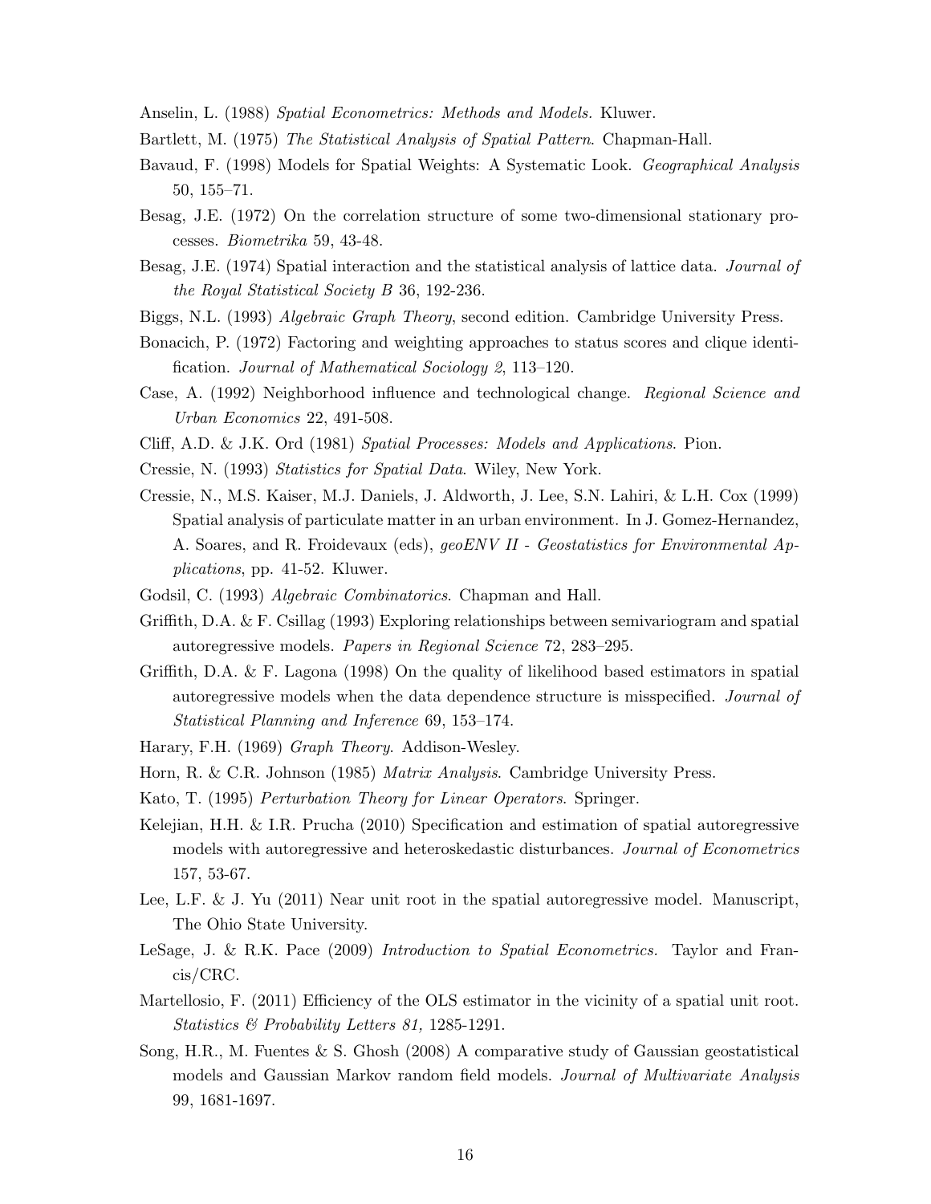Anselin, L. (1988) *Spatial Econometrics: Methods and Models.* Kluwer.

Bartlett, M. (1975) *The Statistical Analysis of Spatial Pattern*. Chapman-Hall.

Bavaud, F. (1998) Models for Spatial Weights: A Systematic Look. *Geographical Analysis* 50, 155–71.

Besag, J.E. (1972) On the correlation structure of some two-dimensional stationary processes. *Biometrika* 59, 43-48.

Besag, J.E. (1974) Spatial interaction and the statistical analysis of lattice data. *Journal of the Royal Statistical Society B* 36, 192-236.

Biggs, N.L. (1993) *Algebraic Graph Theory*, second edition. Cambridge University Press.

Bonacich, P. (1972) Factoring and weighting approaches to status scores and clique identification. *Journal of Mathematical Sociology 2*, 113–120.

Case, A. (1992) Neighborhood influence and technological change. *Regional Science and Urban Economics* 22, 491-508.

Cliff, A.D. & J.K. Ord (1981) *Spatial Processes: Models and Applications*. Pion.

Cressie, N. (1993) *Statistics for Spatial Data*. Wiley, New York.

Cressie, N., M.S. Kaiser, M.J. Daniels, J. Aldworth, J. Lee, S.N. Lahiri, & L.H. Cox (1999) Spatial analysis of particulate matter in an urban environment. In J. Gomez-Hernandez, A. Soares, and R. Froidevaux (eds), *geoENV II - Geostatistics for Environmental Applications*, pp. 41-52. Kluwer.

Godsil, C. (1993) *Algebraic Combinatorics*. Chapman and Hall.

Griffith, D.A. & F. Csillag (1993) Exploring relationships between semivariogram and spatial autoregressive models. *Papers in Regional Science* 72, 283–295.

Griffith, D.A. & F. Lagona (1998) On the quality of likelihood based estimators in spatial autoregressive models when the data dependence structure is misspecified. *Journal of Statistical Planning and Inference* 69, 153–174.

Harary, F.H. (1969) *Graph Theory*. Addison-Wesley.

Horn, R. & C.R. Johnson (1985) *Matrix Analysis*. Cambridge University Press.

Kato, T. (1995) *Perturbation Theory for Linear Operators*. Springer.

Kelejian, H.H. & I.R. Prucha (2010) Specification and estimation of spatial autoregressive models with autoregressive and heteroskedastic disturbances. *Journal of Econometrics* 157, 53-67.

Lee, L.F. & J. Yu (2011) Near unit root in the spatial autoregressive model. Manuscript, The Ohio State University.

LeSage, J. & R.K. Pace (2009) *Introduction to Spatial Econometrics.* Taylor and Francis/CRC.

Martellosio, F. (2011) Efficiency of the OLS estimator in the vicinity of a spatial unit root. *Statistics & Probability Letters 81,* 1285-1291.

Song, H.R., M. Fuentes & S. Ghosh (2008) A comparative study of Gaussian geostatistical models and Gaussian Markov random field models. *Journal of Multivariate Analysis* 99, 1681-1697.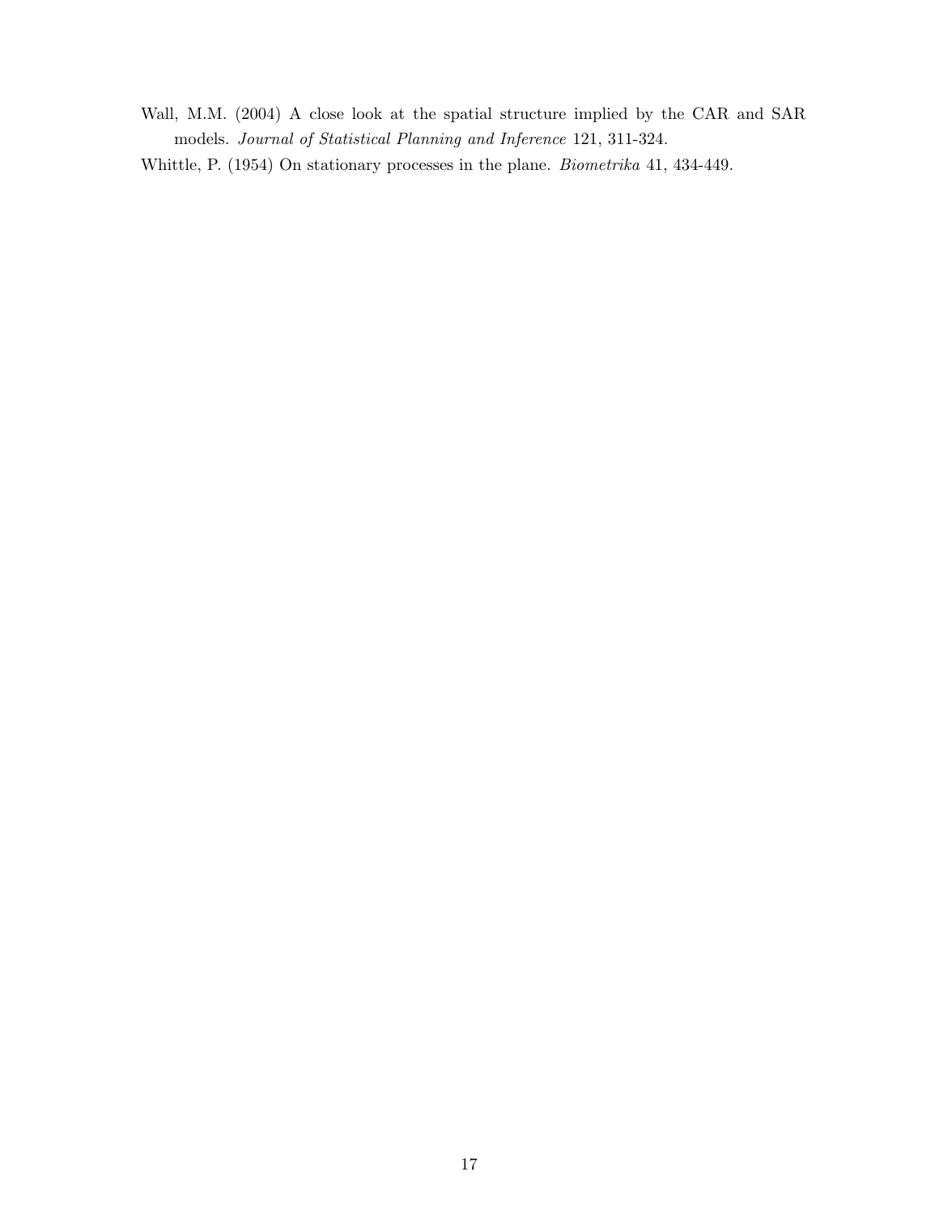Wall, M.M. (2004) A close look at the spatial structure implied by the CAR and SAR models. *Journal of Statistical Planning and Inference* 121, 311-324.

Whittle, P. (1954) On stationary processes in the plane. *Biometrika* 41, 434-449.